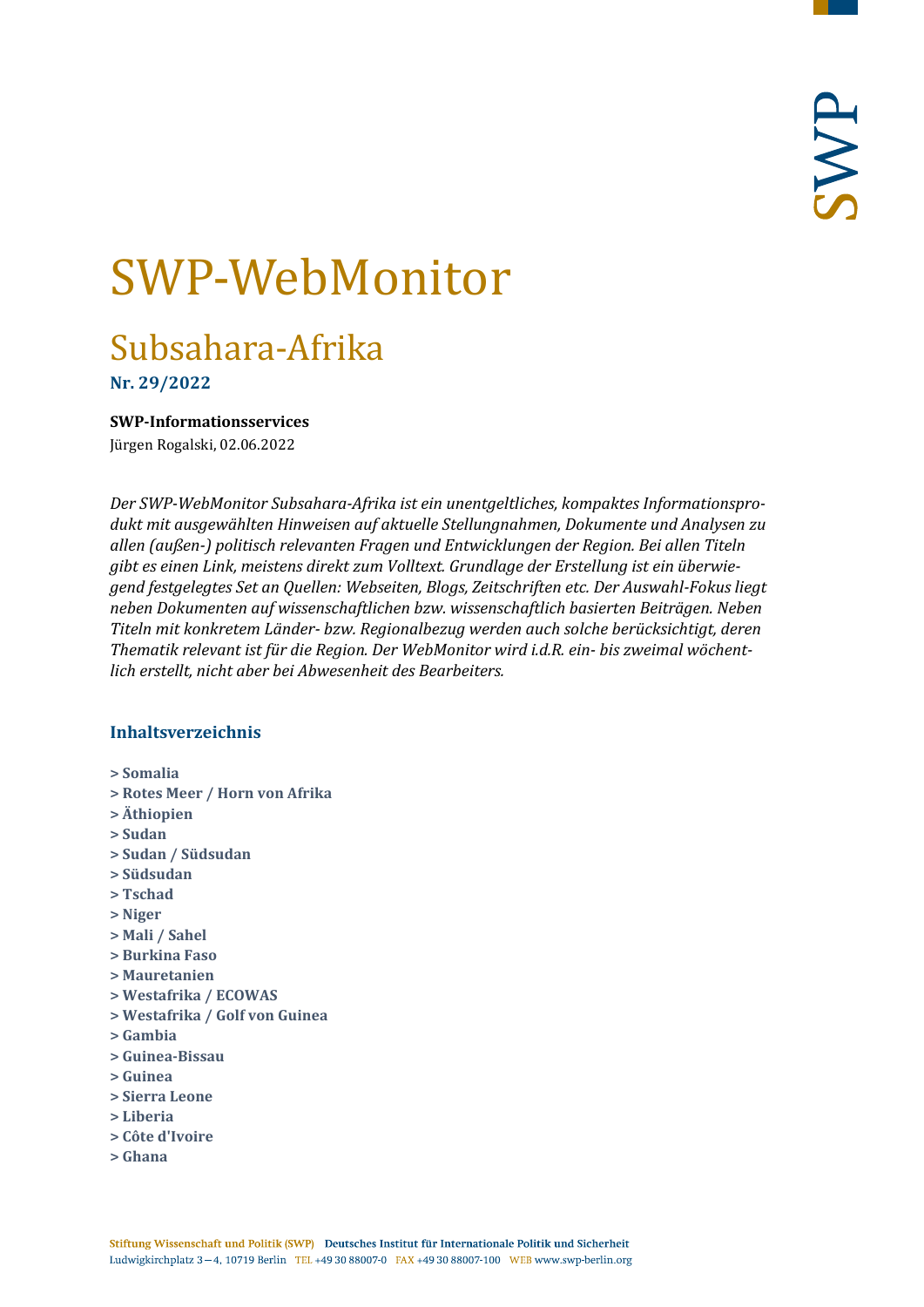# SWP-WebMonitor

## Subsahara-Afrika

**Nr. 29/2022**

**SWP-Informationsservices**

Jürgen Rogalski, 02.06.2022

*Der SWP-WebMonitor Subsahara-Afrika ist ein unentgeltliches, kompaktes Informationsprodukt mit ausgewählten Hinweisen auf aktuelle Stellungnahmen, Dokumente und Analysen zu allen (außen-) politisch relevanten Fragen und Entwicklungen der Region. Bei allen Titeln gibt es einen Link, meistens direkt zum Volltext. Grundlage der Erstellung ist ein überwiegend festgelegtes Set an Quellen: Webseiten, Blogs, Zeitschriften etc. Der Auswahl-Fokus liegt neben Dokumenten auf wissenschaftlichen bzw. wissenschaftlich basierten Beiträgen. Neben Titeln mit konkretem Länder- bzw. Regionalbezug werden auch solche berücksichtigt, deren Thematik relevant ist für die Region. Der WebMonitor wird i.d.R. ein- bis zweimal wöchentlich erstellt, nicht aber bei Abwesenheit des Bearbeiters.*

### Inhaltsverzeichnis

**> Somalia**
**> Rotes Meer / Horn von Afrika**
**> Äthiopien**
**> Sudan**
**> Sudan / Südsudan**
**> Südsudan**
**> Tschad**
**> Niger**
**> Mali / Sahel**
**> Burkina Faso**
**> Mauretanien**
**> Westafrika / ECOWAS**
**> Westafrika / Golf von Guinea**
**> Gambia**
**> Guinea-Bissau**
**> Guinea**
**> Sierra Leone**
**> Liberia**
**> Côte d'Ivoire**
**> Ghana**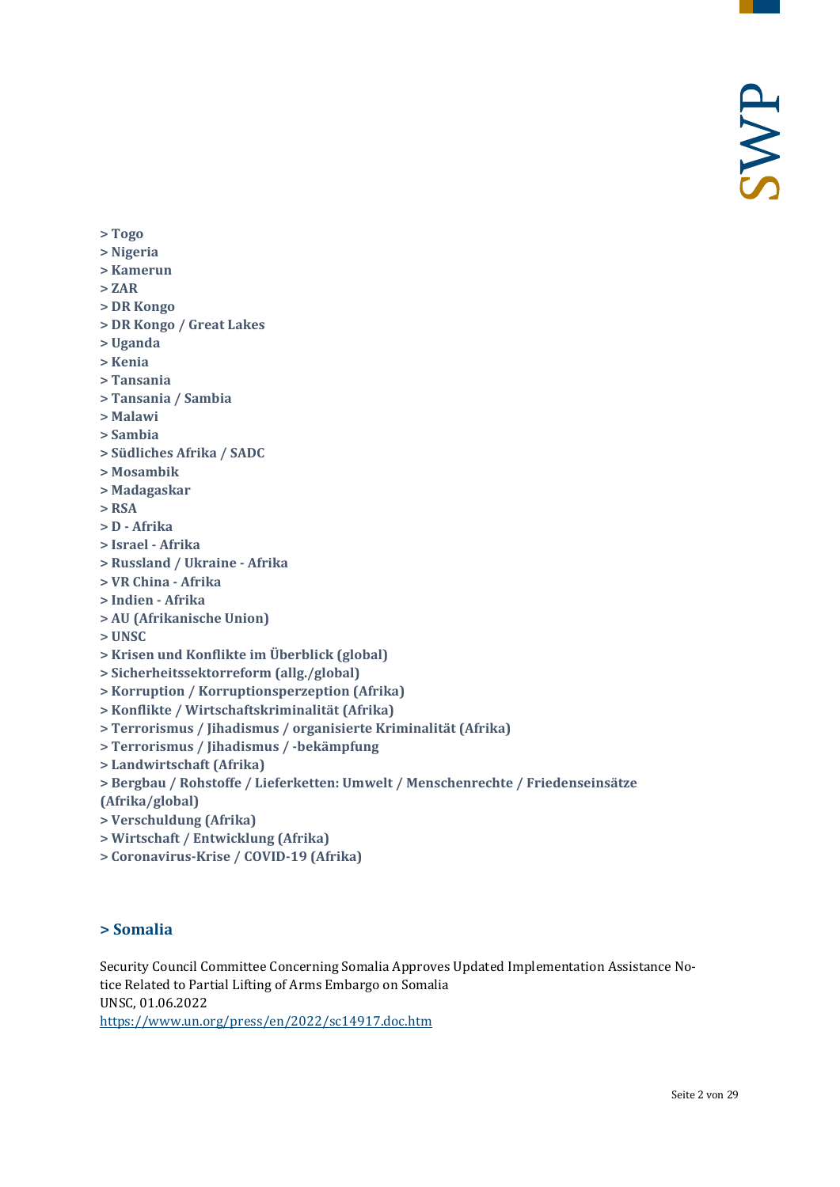**> Togo**
**> Nigeria**
**> Kamerun**
**> ZAR**
**> DR Kongo**
**> DR Kongo / Great Lakes**
**> Uganda**
**> Kenia**
**> Tansania**
**> Tansania / Sambia**
**> Malawi**
**> Sambia**
**> Südliches Afrika / SADC**
**> Mosambik**
**> Madagaskar**
**> RSA**
**> D - Afrika**
**> Israel - Afrika**
**> Russland / Ukraine - Afrika**
**> VR China - Afrika**
**> Indien - Afrika**
**> AU (Afrikanische Union)**
**> UNSC**
**> Krisen und Konflikte im Überblick (global)**
**> Sicherheitssektorreform (allg./global)**
**> Korruption / Korruptionsperzeption (Afrika)**
**> Konflikte / Wirtschaftskriminalität (Afrika)**
**> Terrorismus / Jihadismus / organisierte Kriminalität (Afrika)**
**> Terrorismus / Jihadismus / -bekämpfung**
**> Landwirtschaft (Afrika)**
**> Bergbau / Rohstoffe / Lieferketten: Umwelt / Menschenrechte / Friedenseinsätze (Afrika/global)**
**> Verschuldung (Afrika)**
**> Wirtschaft / Entwicklung (Afrika)**
**> Coronavirus-Krise / COVID-19 (Afrika)**

## > Somalia

Security Council Committee Concerning Somalia Approves Updated Implementation Assistance Notice Related to Partial Lifting of Arms Embargo on Somalia
UNSC, 01.06.2022
https://www.un.org/press/en/2022/sc14917.doc.htm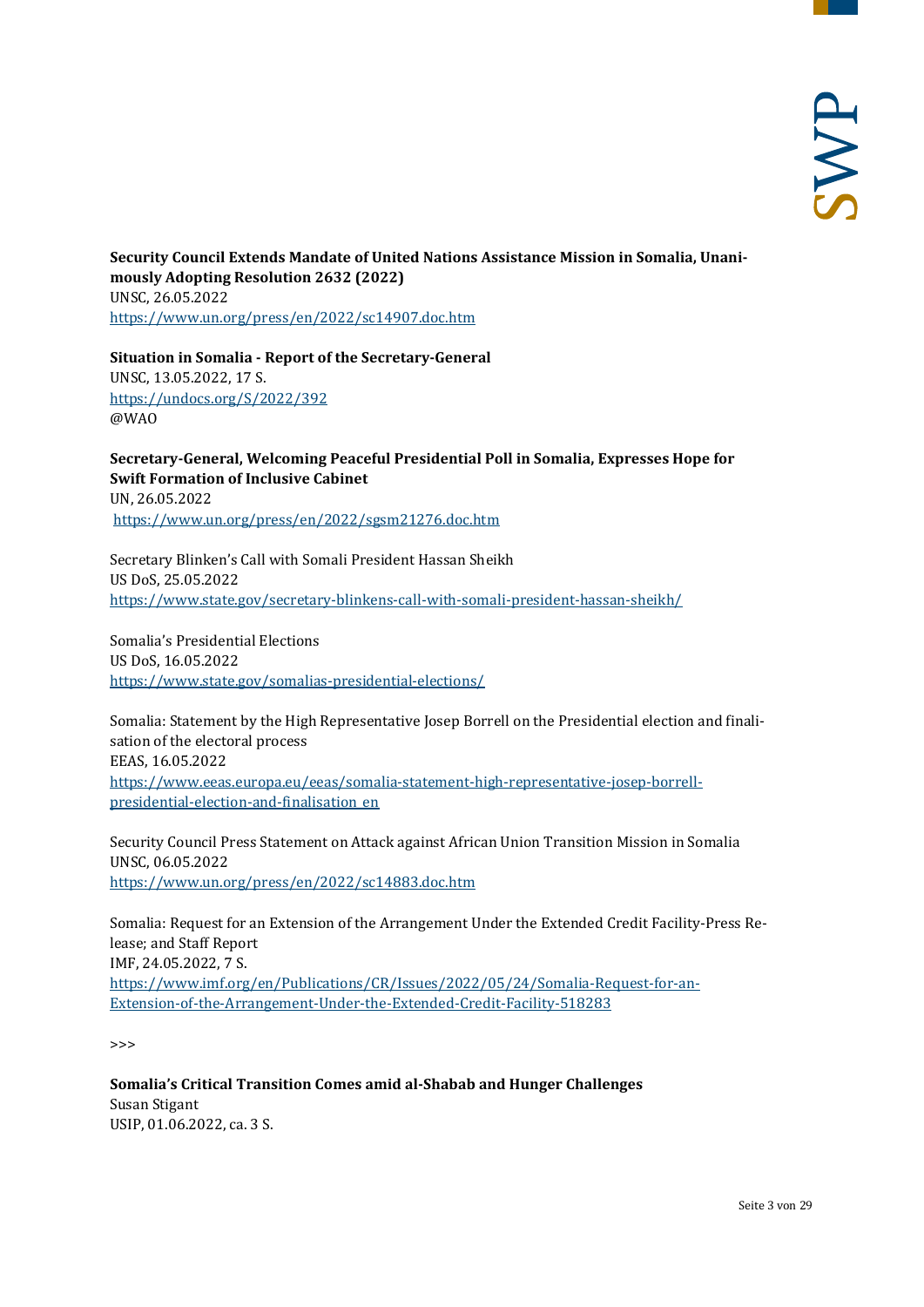**Security Council Extends Mandate of United Nations Assistance Mission in Somalia, Unanimously Adopting Resolution 2632 (2022)**
UNSC, 26.05.2022
https://www.un.org/press/en/2022/sc14907.doc.htm

**Situation in Somalia - Report of the Secretary-General**
UNSC, 13.05.2022, 17 S.
https://undocs.org/S/2022/392
@WAO

**Secretary-General, Welcoming Peaceful Presidential Poll in Somalia, Expresses Hope for Swift Formation of Inclusive Cabinet**
UN, 26.05.2022
https://www.un.org/press/en/2022/sgsm21276.doc.htm

Secretary Blinken's Call with Somali President Hassan Sheikh
US DoS, 25.05.2022
https://www.state.gov/secretary-blinkens-call-with-somali-president-hassan-sheikh/

Somalia's Presidential Elections
US DoS, 16.05.2022
https://www.state.gov/somalias-presidential-elections/

Somalia: Statement by the High Representative Josep Borrell on the Presidential election and finalisation of the electoral process
EEAS, 16.05.2022
https://www.eeas.europa.eu/eeas/somalia-statement-high-representative-josep-borrell-presidential-election-and-finalisation_en

Security Council Press Statement on Attack against African Union Transition Mission in Somalia
UNSC, 06.05.2022
https://www.un.org/press/en/2022/sc14883.doc.htm

Somalia: Request for an Extension of the Arrangement Under the Extended Credit Facility-Press Release; and Staff Report
IMF, 24.05.2022, 7 S.
https://www.imf.org/en/Publications/CR/Issues/2022/05/24/Somalia-Request-for-an-Extension-of-the-Arrangement-Under-the-Extended-Credit-Facility-518283

>>>

**Somalia's Critical Transition Comes amid al-Shabab and Hunger Challenges**
Susan Stigant
USIP, 01.06.2022, ca. 3 S.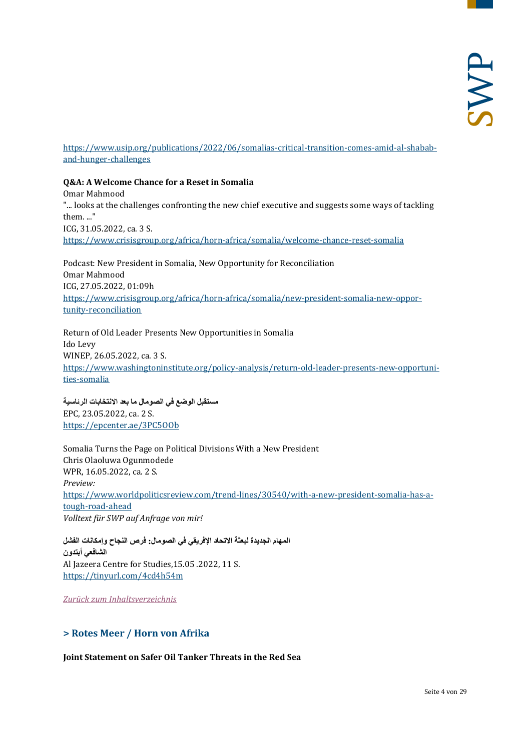https://www.usip.org/publications/2022/06/somalias-critical-transition-comes-amid-al-shabab-and-hunger-challenges

**Q&A: A Welcome Chance for a Reset in Somalia**
Omar Mahmood
"... looks at the challenges confronting the new chief executive and suggests some ways of tackling them. ..."
ICG, 31.05.2022, ca. 3 S.
https://www.crisisgroup.org/africa/horn-africa/somalia/welcome-chance-reset-somalia

Podcast: New President in Somalia, New Opportunity for Reconciliation
Omar Mahmood
ICG, 27.05.2022, 01:09h
https://www.crisisgroup.org/africa/horn-africa/somalia/new-president-somalia-new-opportunity-reconciliation

Return of Old Leader Presents New Opportunities in Somalia
Ido Levy
WINEP, 26.05.2022, ca. 3 S.
https://www.washingtoninstitute.org/policy-analysis/return-old-leader-presents-new-opportunities-somalia

**مستقبل الوضع في الصومال ما بعد الانتخابات الرئاسية**
EPC, 23.05.2022, ca. 2 S.
https://epcenter.ae/3PC5OOb

Somalia Turns the Page on Political Divisions With a New President
Chris Olaoluwa Ogunmodede
WPR, 16.05.2022, ca. 2 S.
*Preview:*
https://www.worldpoliticsreview.com/trend-lines/30540/with-a-new-president-somalia-has-a-tough-road-ahead
*Volltext für SWP auf Anfrage von mir!*

**المهام الجديدة لبعثة الاتحاد الإفريقي في الصومال: فرص النجاح وإمكانات الفشل**
**الشافعي أبتدون**
Al Jazeera Centre for Studies,15.05 .2022, 11 S.
https://tinyurl.com/4cd4h54m

*Zurück zum Inhaltsverzeichnis*

## > Rotes Meer / Horn von Afrika

**Joint Statement on Safer Oil Tanker Threats in the Red Sea**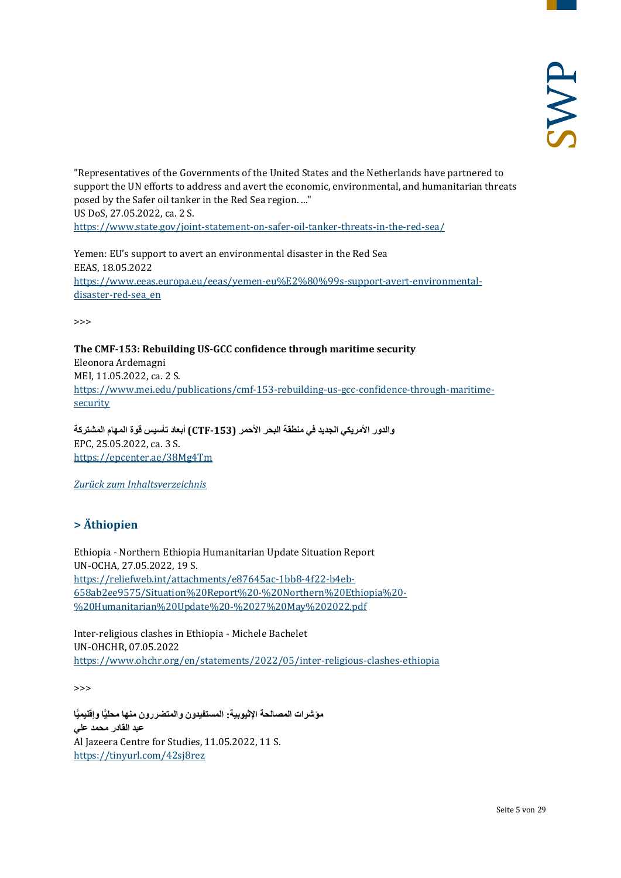"Representatives of the Governments of the United States and the Netherlands have partnered to support the UN efforts to address and avert the economic, environmental, and humanitarian threats posed by the Safer oil tanker in the Red Sea region. ..."
US DoS, 27.05.2022, ca. 2 S.
https://www.state.gov/joint-statement-on-safer-oil-tanker-threats-in-the-red-sea/

Yemen: EU's support to avert an environmental disaster in the Red Sea
EEAS, 18.05.2022
https://www.eeas.europa.eu/eeas/yemen-eu%E2%80%99s-support-avert-environmental-disaster-red-sea_en

>>>

**The CMF-153: Rebuilding US-GCC confidence through maritime security**
Eleonora Ardemagni
MEI, 11.05.2022, ca. 2 S.
https://www.mei.edu/publications/cmf-153-rebuilding-us-gcc-confidence-through-maritime-security

**والدور الأمريكي الجديد في منطقة البحر الأحمر (CTF-153) أبعاد تأسيس قوة المهام المشتركة**
EPC, 25.05.2022, ca. 3 S.
https://epcenter.ae/38Mg4Tm

*Zurück zum Inhaltsverzeichnis*

## > Äthiopien

Ethiopia - Northern Ethiopia Humanitarian Update Situation Report
UN-OCHA, 27.05.2022, 19 S.
https://reliefweb.int/attachments/e87645ac-1bb8-4f22-b4eb-658ab2ee9575/Situation%20Report%20-%20Northern%20Ethiopia%20-%20Humanitarian%20Update%20-%2027%20May%202022.pdf

Inter-religious clashes in Ethiopia - Michele Bachelet
UN-OHCHR, 07.05.2022
https://www.ohchr.org/en/statements/2022/05/inter-religious-clashes-ethiopia

>>>

**مؤشرات المصالحة الإثيوبية: المستفيدون والمتضررون منها محليًّا وإقليميًّا**
**عبد القادر محمد علي**
Al Jazeera Centre for Studies, 11.05.2022, 11 S.
https://tinyurl.com/42sj8rez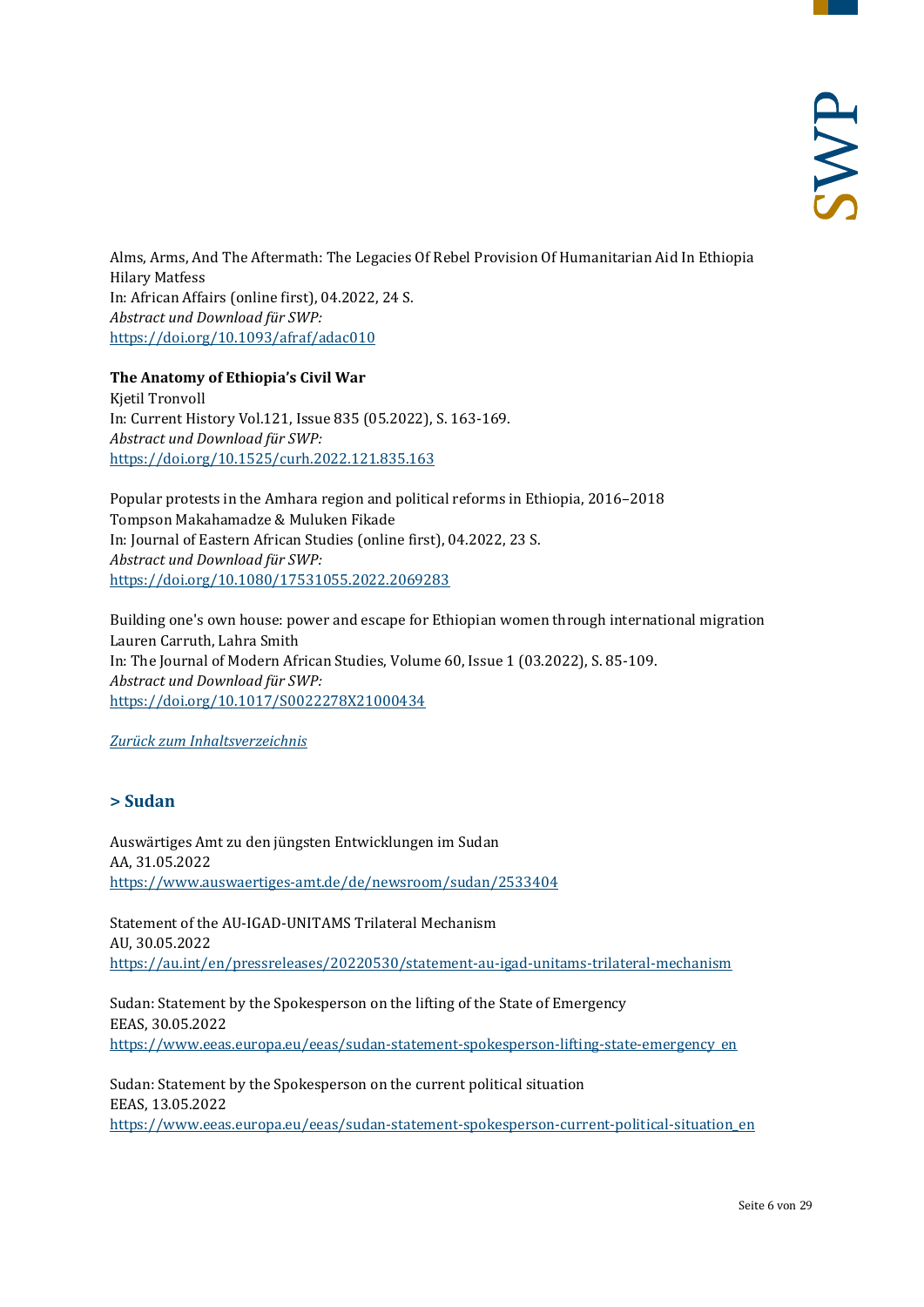Alms, Arms, And The Aftermath: The Legacies Of Rebel Provision Of Humanitarian Aid In Ethiopia
Hilary Matfess
In: African Affairs (online first), 04.2022, 24 S.
*Abstract und Download für SWP:*
https://doi.org/10.1093/afraf/adac010

**The Anatomy of Ethiopia's Civil War**
Kjetil Tronvoll
In: Current History Vol.121, Issue 835 (05.2022), S. 163-169.
*Abstract und Download für SWP:*
https://doi.org/10.1525/curh.2022.121.835.163

Popular protests in the Amhara region and political reforms in Ethiopia, 2016–2018
Tompson Makahamadze & Muluken Fikade
In: Journal of Eastern African Studies (online first), 04.2022, 23 S.
*Abstract und Download für SWP:*
https://doi.org/10.1080/17531055.2022.2069283

Building one's own house: power and escape for Ethiopian women through international migration
Lauren Carruth, Lahra Smith
In: The Journal of Modern African Studies, Volume 60, Issue 1 (03.2022), S. 85-109.
*Abstract und Download für SWP:*
https://doi.org/10.1017/S0022278X21000434

*Zurück zum Inhaltsverzeichnis*

## > Sudan

Auswärtiges Amt zu den jüngsten Entwicklungen im Sudan
AA, 31.05.2022
https://www.auswaertiges-amt.de/de/newsroom/sudan/2533404

Statement of the AU-IGAD-UNITAMS Trilateral Mechanism
AU, 30.05.2022
https://au.int/en/pressreleases/20220530/statement-au-igad-unitams-trilateral-mechanism

Sudan: Statement by the Spokesperson on the lifting of the State of Emergency
EEAS, 30.05.2022
https://www.eeas.europa.eu/eeas/sudan-statement-spokesperson-lifting-state-emergency_en

Sudan: Statement by the Spokesperson on the current political situation
EEAS, 13.05.2022
https://www.eeas.europa.eu/eeas/sudan-statement-spokesperson-current-political-situation_en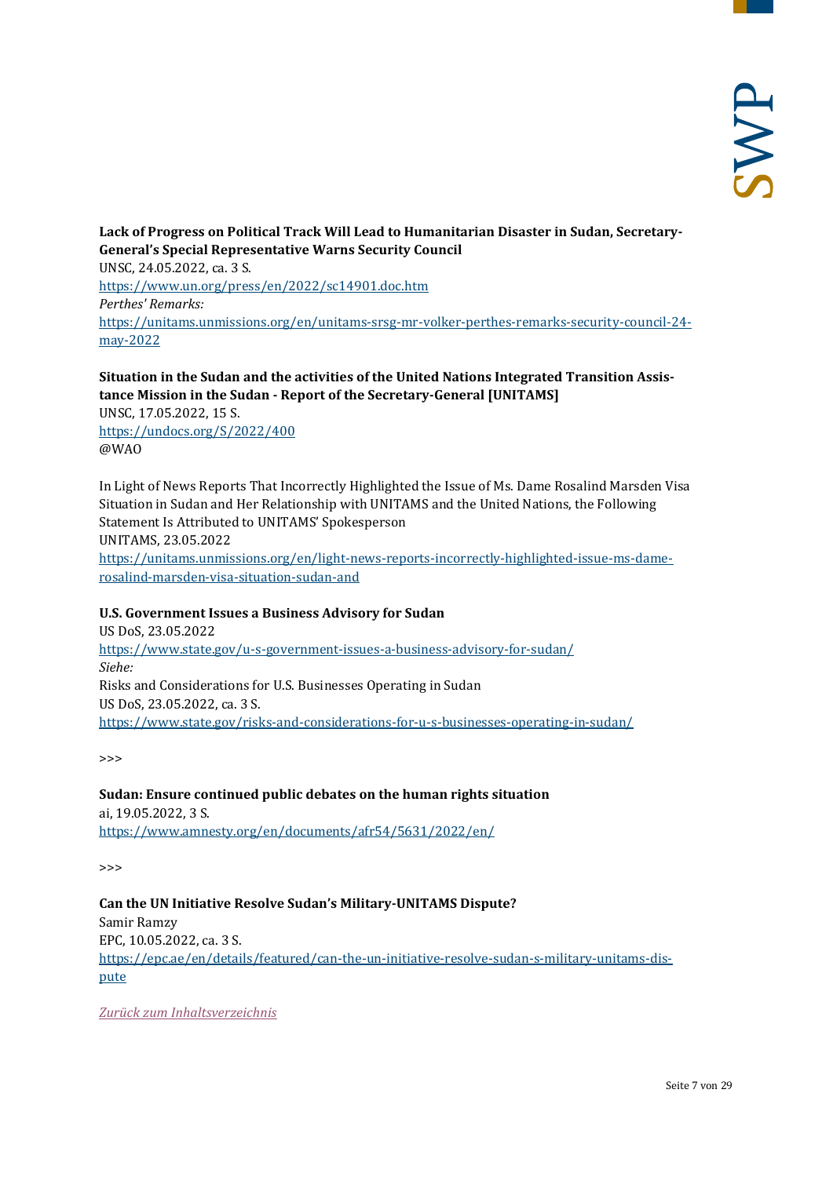**Lack of Progress on Political Track Will Lead to Humanitarian Disaster in Sudan, Secretary-General's Special Representative Warns Security Council**
UNSC, 24.05.2022, ca. 3 S.
https://www.un.org/press/en/2022/sc14901.doc.htm
*Perthes' Remarks:*
https://unitams.unmissions.org/en/unitams-srsg-mr-volker-perthes-remarks-security-council-24-may-2022

**Situation in the Sudan and the activities of the United Nations Integrated Transition Assistance Mission in the Sudan - Report of the Secretary-General [UNITAMS]**
UNSC, 17.05.2022, 15 S.
https://undocs.org/S/2022/400
@WAO

In Light of News Reports That Incorrectly Highlighted the Issue of Ms. Dame Rosalind Marsden Visa Situation in Sudan and Her Relationship with UNITAMS and the United Nations, the Following Statement Is Attributed to UNITAMS' Spokesperson
UNITAMS, 23.05.2022
https://unitams.unmissions.org/en/light-news-reports-incorrectly-highlighted-issue-ms-dame-rosalind-marsden-visa-situation-sudan-and

**U.S. Government Issues a Business Advisory for Sudan**
US DoS, 23.05.2022
https://www.state.gov/u-s-government-issues-a-business-advisory-for-sudan/
*Siehe:*
Risks and Considerations for U.S. Businesses Operating in Sudan
US DoS, 23.05.2022, ca. 3 S.
https://www.state.gov/risks-and-considerations-for-u-s-businesses-operating-in-sudan/

>>>

**Sudan: Ensure continued public debates on the human rights situation**
ai, 19.05.2022, 3 S.
https://www.amnesty.org/en/documents/afr54/5631/2022/en/

>>>

**Can the UN Initiative Resolve Sudan's Military-UNITAMS Dispute?**
Samir Ramzy
EPC, 10.05.2022, ca. 3 S.
https://epc.ae/en/details/featured/can-the-un-initiative-resolve-sudan-s-military-unitams-dispute

*Zurück zum Inhaltsverzeichnis*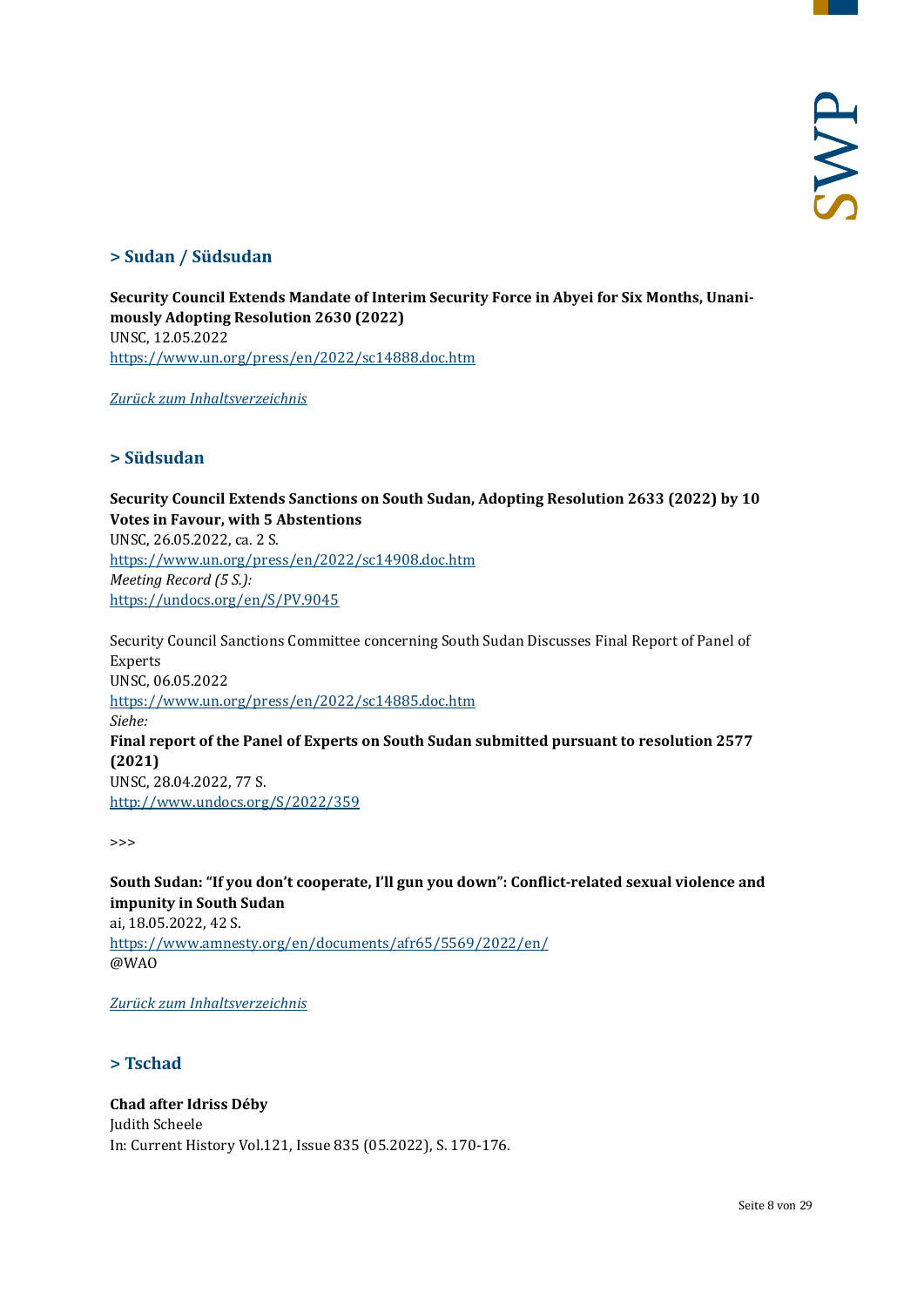## > Sudan / Südsudan

**Security Council Extends Mandate of Interim Security Force in Abyei for Six Months, Unanimously Adopting Resolution 2630 (2022)**
UNSC, 12.05.2022
https://www.un.org/press/en/2022/sc14888.doc.htm

*Zurück zum Inhaltsverzeichnis*

## > Südsudan

**Security Council Extends Sanctions on South Sudan, Adopting Resolution 2633 (2022) by 10 Votes in Favour, with 5 Abstentions**
UNSC, 26.05.2022, ca. 2 S.
https://www.un.org/press/en/2022/sc14908.doc.htm
*Meeting Record (5 S.):*
https://undocs.org/en/S/PV.9045

Security Council Sanctions Committee concerning South Sudan Discusses Final Report of Panel of Experts
UNSC, 06.05.2022
https://www.un.org/press/en/2022/sc14885.doc.htm
*Siehe:*
**Final report of the Panel of Experts on South Sudan submitted pursuant to resolution 2577 (2021)**
UNSC, 28.04.2022, 77 S.
http://www.undocs.org/S/2022/359

>>>

**South Sudan: "If you don't cooperate, I'll gun you down": Conflict-related sexual violence and impunity in South Sudan**
ai, 18.05.2022, 42 S.
https://www.amnesty.org/en/documents/afr65/5569/2022/en/
@WAO

*Zurück zum Inhaltsverzeichnis*

## > Tschad

**Chad after Idriss Déby**
Judith Scheele
In: Current History Vol.121, Issue 835 (05.2022), S. 170-176.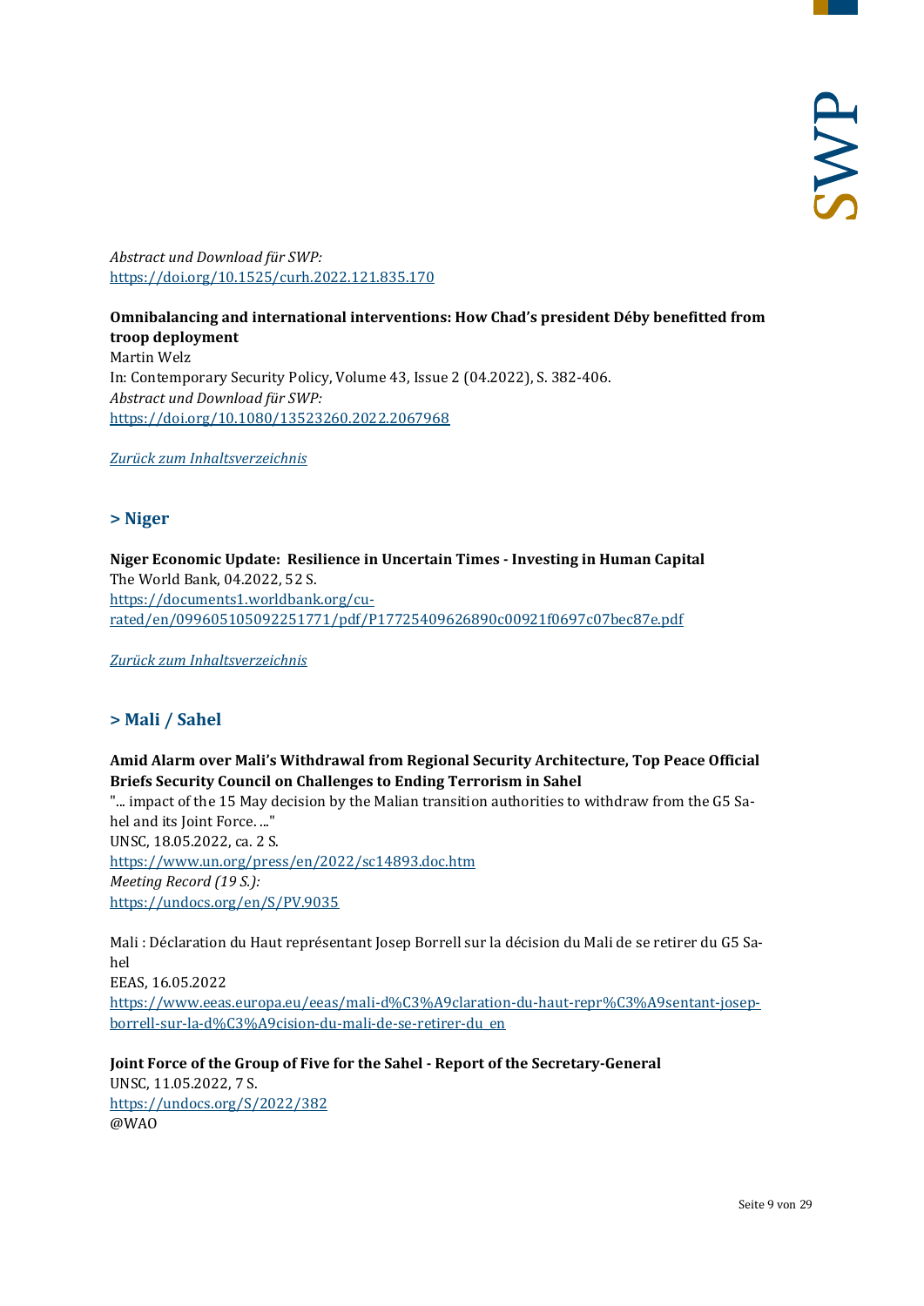*Abstract und Download für SWP:*
https://doi.org/10.1525/curh.2022.121.835.170

**Omnibalancing and international interventions: How Chad's president Déby benefitted from troop deployment**
Martin Welz
In: Contemporary Security Policy, Volume 43, Issue 2 (04.2022), S. 382-406.
*Abstract und Download für SWP:*
https://doi.org/10.1080/13523260.2022.2067968

*Zurück zum Inhaltsverzeichnis*

## > Niger

**Niger Economic Update: Resilience in Uncertain Times - Investing in Human Capital**
The World Bank, 04.2022, 52 S.
https://documents1.worldbank.org/curated/en/099605105092251771/pdf/P17725409626890c00921f0697c07bec87e.pdf

*Zurück zum Inhaltsverzeichnis*

## > Mali / Sahel

**Amid Alarm over Mali's Withdrawal from Regional Security Architecture, Top Peace Official Briefs Security Council on Challenges to Ending Terrorism in Sahel**
"... impact of the 15 May decision by the Malian transition authorities to withdraw from the G5 Sahel and its Joint Force. ..."
UNSC, 18.05.2022, ca. 2 S.
https://www.un.org/press/en/2022/sc14893.doc.htm
*Meeting Record (19 S.):*
https://undocs.org/en/S/PV.9035

Mali : Déclaration du Haut représentant Josep Borrell sur la décision du Mali de se retirer du G5 Sahel
EEAS, 16.05.2022
https://www.eeas.europa.eu/eeas/mali-d%C3%A9claration-du-haut-repr%C3%A9sentant-josep-borrell-sur-la-d%C3%A9cision-du-mali-de-se-retirer-du_en

**Joint Force of the Group of Five for the Sahel - Report of the Secretary-General**
UNSC, 11.05.2022, 7 S.
https://undocs.org/S/2022/382
@WAO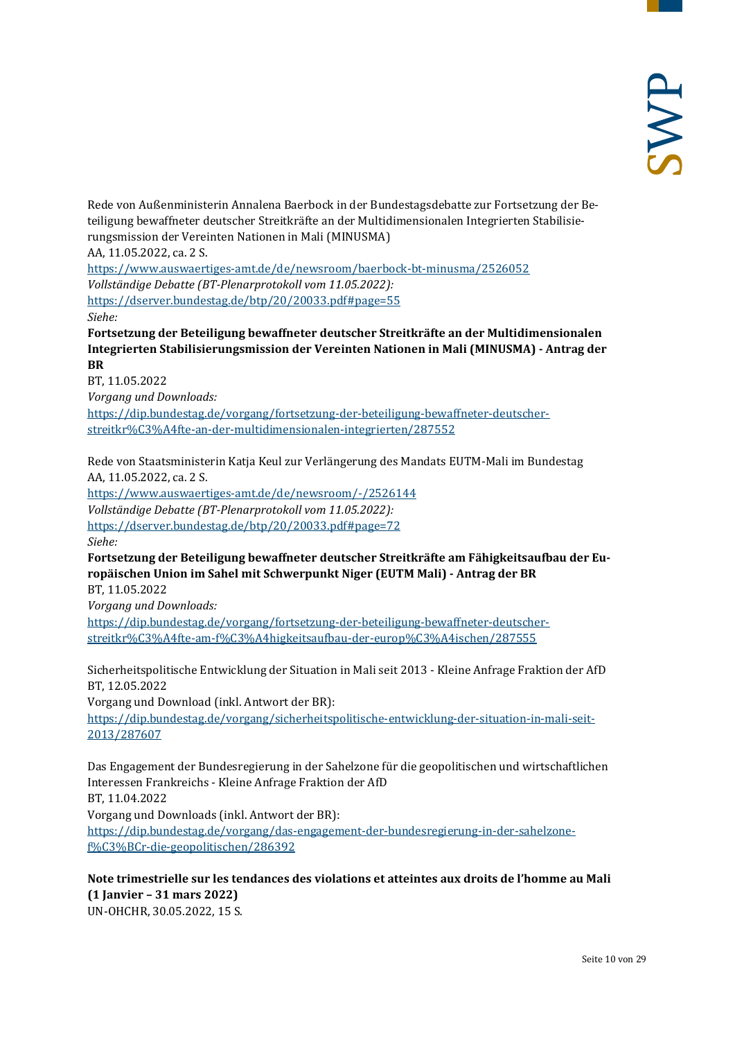Rede von Außenministerin Annalena Baerbock in der Bundestagsdebatte zur Fortsetzung der Beteiligung bewaffneter deutscher Streitkräfte an der Multidimensionalen Integrierten Stabilisierungsmission der Vereinten Nationen in Mali (MINUSMA)
AA, 11.05.2022, ca. 2 S.
https://www.auswaertiges-amt.de/de/newsroom/baerbock-bt-minusma/2526052
*Vollständige Debatte (BT-Plenarprotokoll vom 11.05.2022):*
https://dserver.bundestag.de/btp/20/20033.pdf#page=55
*Siehe:*
**Fortsetzung der Beteiligung bewaffneter deutscher Streitkräfte an der Multidimensionalen Integrierten Stabilisierungsmission der Vereinten Nationen in Mali (MINUSMA) - Antrag der BR**
BT, 11.05.2022
*Vorgang und Downloads:*
https://dip.bundestag.de/vorgang/fortsetzung-der-beteiligung-bewaffneter-deutscher-streitkr%C3%A4fte-an-der-multidimensionalen-integrierten/287552

Rede von Staatsministerin Katja Keul zur Verlängerung des Mandats EUTM-Mali im Bundestag
AA, 11.05.2022, ca. 2 S.
https://www.auswaertiges-amt.de/de/newsroom/-/2526144
*Vollständige Debatte (BT-Plenarprotokoll vom 11.05.2022):*
https://dserver.bundestag.de/btp/20/20033.pdf#page=72
*Siehe:*
**Fortsetzung der Beteiligung bewaffneter deutscher Streitkräfte am Fähigkeitsaufbau der Europäischen Union im Sahel mit Schwerpunkt Niger (EUTM Mali) - Antrag der BR**
BT, 11.05.2022
*Vorgang und Downloads:*
https://dip.bundestag.de/vorgang/fortsetzung-der-beteiligung-bewaffneter-deutscher-streitkr%C3%A4fte-am-f%C3%A4higkeitsaufbau-der-europ%C3%A4ischen/287555

Sicherheitspolitische Entwicklung der Situation in Mali seit 2013 - Kleine Anfrage Fraktion der AfD
BT, 12.05.2022
Vorgang und Download (inkl. Antwort der BR):
https://dip.bundestag.de/vorgang/sicherheitspolitische-entwicklung-der-situation-in-mali-seit-2013/287607

Das Engagement der Bundesregierung in der Sahelzone für die geopolitischen und wirtschaftlichen Interessen Frankreichs - Kleine Anfrage Fraktion der AfD
BT, 11.04.2022
Vorgang und Downloads (inkl. Antwort der BR):
https://dip.bundestag.de/vorgang/das-engagement-der-bundesregierung-in-der-sahelzone-f%C3%BCr-die-geopolitischen/286392

**Note trimestrielle sur les tendances des violations et atteintes aux droits de l'homme au Mali (1 Janvier – 31 mars 2022)**
UN-OHCHR, 30.05.2022, 15 S.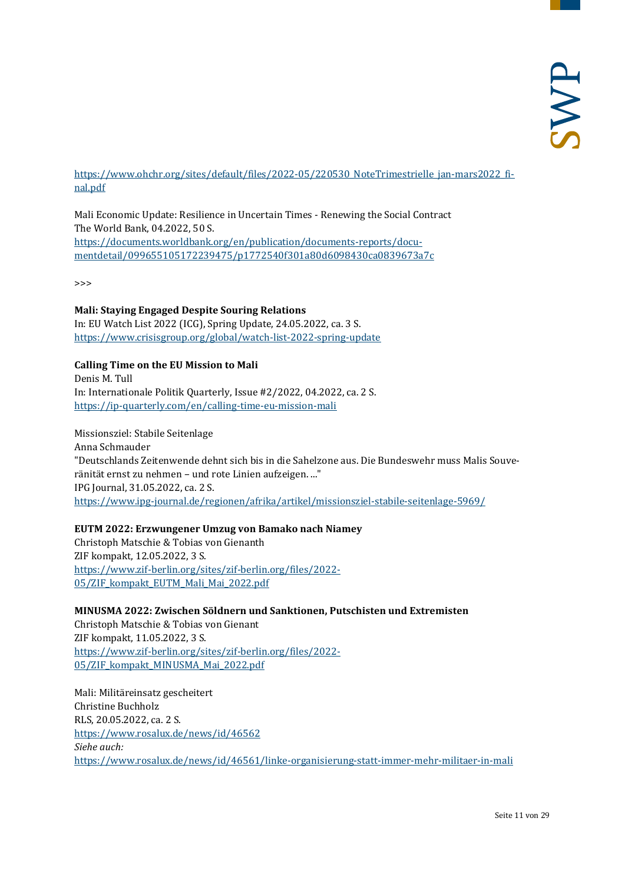https://www.ohchr.org/sites/default/files/2022-05/220530_NoteTrimestrielle_jan-mars2022_final.pdf

Mali Economic Update: Resilience in Uncertain Times - Renewing the Social Contract
The World Bank, 04.2022, 50 S.
https://documents.worldbank.org/en/publication/documents-reports/documentdetail/099655105172239475/p1772540f301a80d6098430ca0839673a7c

>>>

**Mali: Staying Engaged Despite Souring Relations**
In: EU Watch List 2022 (ICG), Spring Update, 24.05.2022, ca. 3 S.
https://www.crisisgroup.org/global/watch-list-2022-spring-update

**Calling Time on the EU Mission to Mali**
Denis M. Tull
In: Internationale Politik Quarterly, Issue #2/2022, 04.2022, ca. 2 S.
https://ip-quarterly.com/en/calling-time-eu-mission-mali

Missionsziel: Stabile Seitenlage
Anna Schmauder
"Deutschlands Zeitenwende dehnt sich bis in die Sahelzone aus. Die Bundeswehr muss Malis Souveränität ernst zu nehmen – und rote Linien aufzeigen. ..."
IPG Journal, 31.05.2022, ca. 2 S.
https://www.ipg-journal.de/regionen/afrika/artikel/missionsziel-stabile-seitenlage-5969/

**EUTM 2022: Erzwungener Umzug von Bamako nach Niamey**
Christoph Matschie & Tobias von Gienanth
ZIF kompakt, 12.05.2022, 3 S.
https://www.zif-berlin.org/sites/zif-berlin.org/files/2022-05/ZIF_kompakt_EUTM_Mali_Mai_2022.pdf

**MINUSMA 2022: Zwischen Söldnern und Sanktionen, Putschisten und Extremisten**
Christoph Matschie & Tobias von Gienant
ZIF kompakt, 11.05.2022, 3 S.
https://www.zif-berlin.org/sites/zif-berlin.org/files/2022-05/ZIF_kompakt_MINUSMA_Mai_2022.pdf

Mali: Militäreinsatz gescheitert
Christine Buchholz
RLS, 20.05.2022, ca. 2 S.
https://www.rosalux.de/news/id/46562
*Siehe auch:*
https://www.rosalux.de/news/id/46561/linke-organisierung-statt-immer-mehr-militaer-in-mali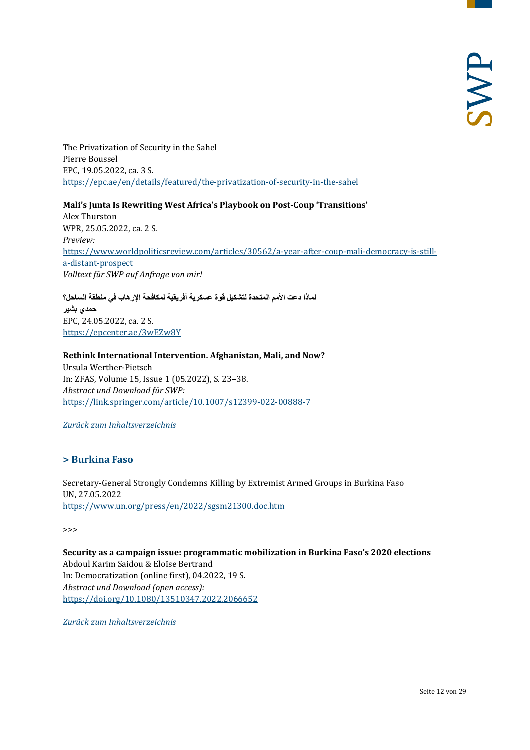The Privatization of Security in the Sahel
Pierre Boussel
EPC, 19.05.2022, ca. 3 S.
https://epc.ae/en/details/featured/the-privatization-of-security-in-the-sahel

**Mali's Junta Is Rewriting West Africa's Playbook on Post-Coup 'Transitions'**
Alex Thurston
WPR, 25.05.2022, ca. 2 S.
*Preview:*
https://www.worldpoliticsreview.com/articles/30562/a-year-after-coup-mali-democracy-is-still-a-distant-prospect
*Volltext für SWP auf Anfrage von mir!*

**لماذا دعت الأمم المتحدة لتشكيل قوة عسكرية أفريقية لمكافحة الإرهاب في منطقة الساحل؟**
**حمدي بشير**
EPC, 24.05.2022, ca. 2 S.
https://epcenter.ae/3wEZw8Y

**Rethink International Intervention. Afghanistan, Mali, and Now?**
Ursula Werther-Pietsch
In: ZFAS, Volume 15, Issue 1 (05.2022), S. 23–38.
*Abstract und Download für SWP:*
https://link.springer.com/article/10.1007/s12399-022-00888-7

*Zurück zum Inhaltsverzeichnis*

## > Burkina Faso

Secretary-General Strongly Condemns Killing by Extremist Armed Groups in Burkina Faso
UN, 27.05.2022
https://www.un.org/press/en/2022/sgsm21300.doc.htm

>>>

**Security as a campaign issue: programmatic mobilization in Burkina Faso's 2020 elections**
Abdoul Karim Saidou & Eloïse Bertrand
In: Democratization (online first), 04.2022, 19 S.
*Abstract und Download (open access):*
https://doi.org/10.1080/13510347.2022.2066652

*Zurück zum Inhaltsverzeichnis*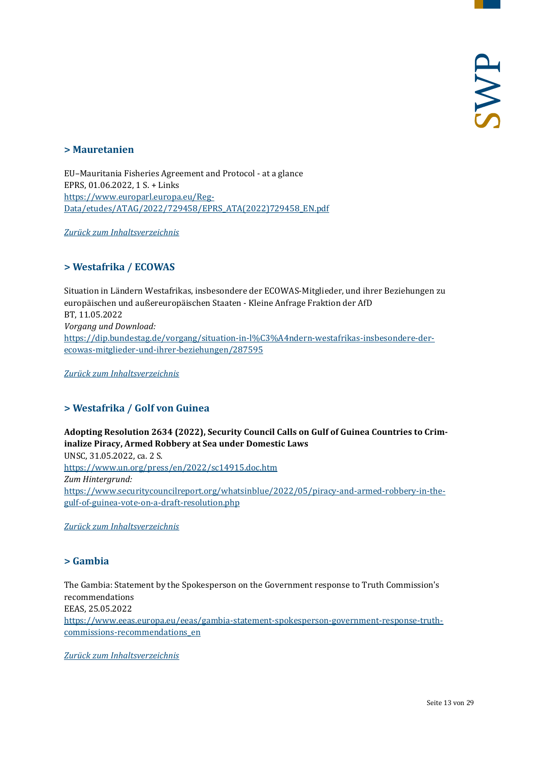## > Mauretanien

EU–Mauritania Fisheries Agreement and Protocol - at a glance
EPRS, 01.06.2022, 1 S. + Links
https://www.europarl.europa.eu/RegData/etudes/ATAG/2022/729458/EPRS_ATA(2022)729458_EN.pdf

*Zurück zum Inhaltsverzeichnis*

## > Westafrika / ECOWAS

Situation in Ländern Westafrikas, insbesondere der ECOWAS-Mitglieder, und ihrer Beziehungen zu europäischen und außereuropäischen Staaten - Kleine Anfrage Fraktion der AfD
BT, 11.05.2022
*Vorgang und Download:*
https://dip.bundestag.de/vorgang/situation-in-l%C3%A4ndern-westafrikas-insbesondere-der-ecowas-mitglieder-und-ihrer-beziehungen/287595

*Zurück zum Inhaltsverzeichnis*

## > Westafrika / Golf von Guinea

**Adopting Resolution 2634 (2022), Security Council Calls on Gulf of Guinea Countries to Criminalize Piracy, Armed Robbery at Sea under Domestic Laws**
UNSC, 31.05.2022, ca. 2 S.
https://www.un.org/press/en/2022/sc14915.doc.htm
*Zum Hintergrund:*
https://www.securitycouncilreport.org/whatsinblue/2022/05/piracy-and-armed-robbery-in-the-gulf-of-guinea-vote-on-a-draft-resolution.php

*Zurück zum Inhaltsverzeichnis*

## > Gambia

The Gambia: Statement by the Spokesperson on the Government response to Truth Commission's recommendations
EEAS, 25.05.2022
https://www.eeas.europa.eu/eeas/gambia-statement-spokesperson-government-response-truth-commissions-recommendations_en

*Zurück zum Inhaltsverzeichnis*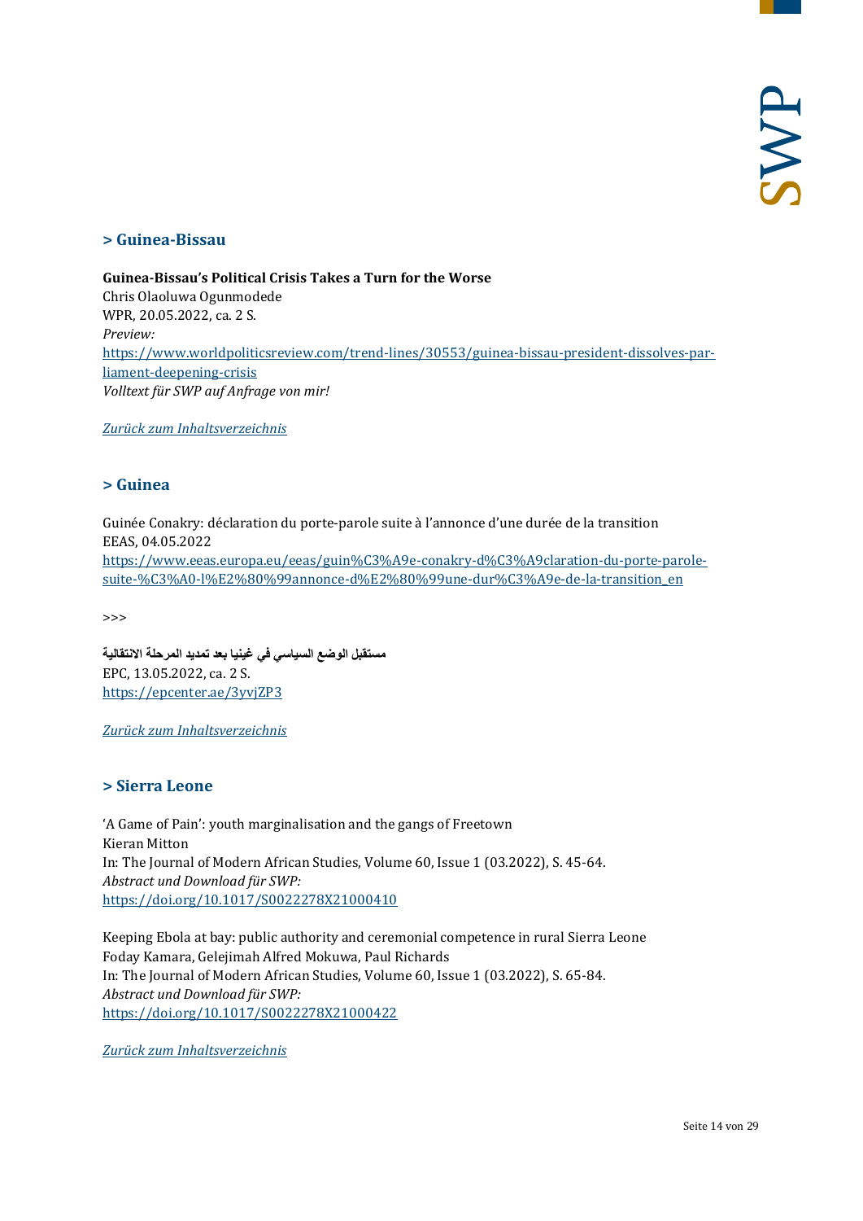## > Guinea-Bissau

**Guinea-Bissau's Political Crisis Takes a Turn for the Worse**
Chris Olaoluwa Ogunmodede
WPR, 20.05.2022, ca. 2 S.
*Preview:*
https://www.worldpoliticsreview.com/trend-lines/30553/guinea-bissau-president-dissolves-parliament-deepening-crisis
*Volltext für SWP auf Anfrage von mir!*

*Zurück zum Inhaltsverzeichnis*

## > Guinea

Guinée Conakry: déclaration du porte-parole suite à l'annonce d'une durée de la transition
EEAS, 04.05.2022
https://www.eeas.europa.eu/eeas/guin%C3%A9e-conakry-d%C3%A9claration-du-porte-parole-suite-%C3%A0-l%E2%80%99annonce-d%E2%80%99une-dur%C3%A9e-de-la-transition_en

>>>

**مستقبل الوضع السياسي في غينيا بعد تمديد المرحلة الانتقالية**
EPC, 13.05.2022, ca. 2 S.
https://epcenter.ae/3yvjZP3

*Zurück zum Inhaltsverzeichnis*

## > Sierra Leone

'A Game of Pain': youth marginalisation and the gangs of Freetown
Kieran Mitton
In: The Journal of Modern African Studies, Volume 60, Issue 1 (03.2022), S. 45-64.
*Abstract und Download für SWP:*
https://doi.org/10.1017/S0022278X21000410

Keeping Ebola at bay: public authority and ceremonial competence in rural Sierra Leone
Foday Kamara, Gelejimah Alfred Mokuwa, Paul Richards
In: The Journal of Modern African Studies, Volume 60, Issue 1 (03.2022), S. 65-84.
*Abstract und Download für SWP:*
https://doi.org/10.1017/S0022278X21000422

*Zurück zum Inhaltsverzeichnis*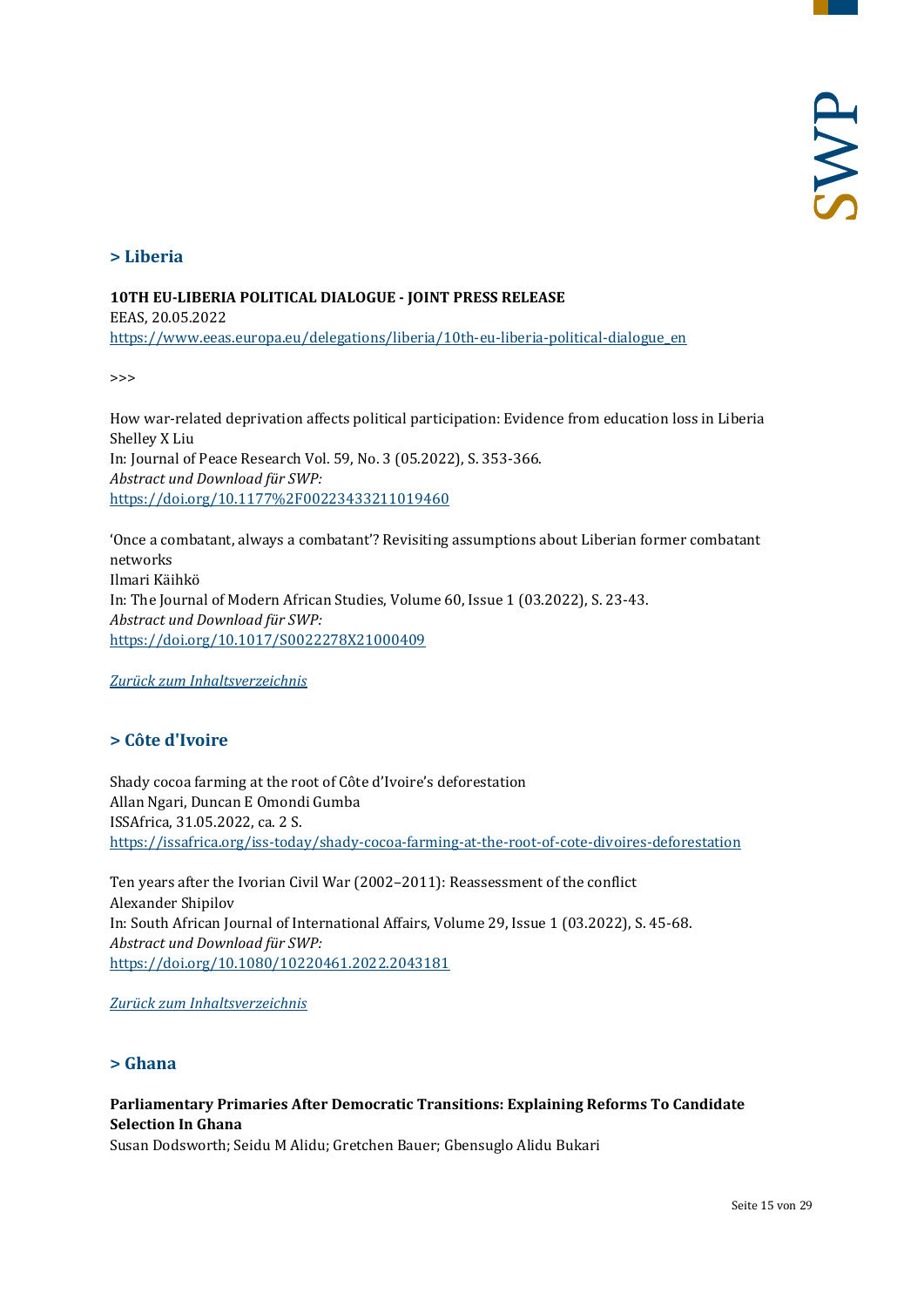## > Liberia

**10TH EU-LIBERIA POLITICAL DIALOGUE - JOINT PRESS RELEASE**
EEAS, 20.05.2022
https://www.eeas.europa.eu/delegations/liberia/10th-eu-liberia-political-dialogue_en

>>>

How war-related deprivation affects political participation: Evidence from education loss in Liberia
Shelley X Liu
In: Journal of Peace Research Vol. 59, No. 3 (05.2022), S. 353-366.
*Abstract und Download für SWP:*
https://doi.org/10.1177%2F00223433211019460

'Once a combatant, always a combatant'? Revisiting assumptions about Liberian former combatant networks
Ilmari Käihkö
In: The Journal of Modern African Studies, Volume 60, Issue 1 (03.2022), S. 23-43.
*Abstract und Download für SWP:*
https://doi.org/10.1017/S0022278X21000409

*Zurück zum Inhaltsverzeichnis*

## > Côte d'Ivoire

Shady cocoa farming at the root of Côte d'Ivoire's deforestation
Allan Ngari, Duncan E Omondi Gumba
ISSAfrica, 31.05.2022, ca. 2 S.
https://issafrica.org/iss-today/shady-cocoa-farming-at-the-root-of-cote-divoires-deforestation

Ten years after the Ivorian Civil War (2002–2011): Reassessment of the conflict
Alexander Shipilov
In: South African Journal of International Affairs, Volume 29, Issue 1 (03.2022), S. 45-68.
*Abstract und Download für SWP:*
https://doi.org/10.1080/10220461.2022.2043181

*Zurück zum Inhaltsverzeichnis*

## > Ghana

**Parliamentary Primaries After Democratic Transitions: Explaining Reforms To Candidate Selection In Ghana**
Susan Dodsworth; Seidu M Alidu; Gretchen Bauer; Gbensuglo Alidu Bukari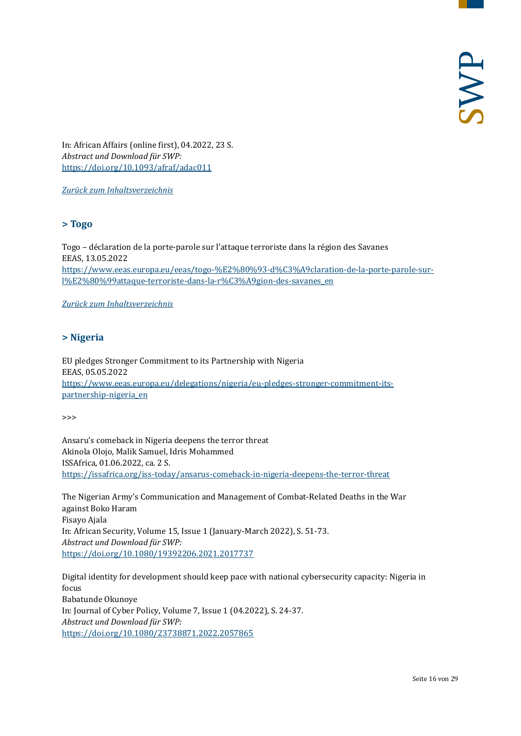In: African Affairs (online first), 04.2022, 23 S.
*Abstract und Download für SWP:*
[https://doi.org/10.1093/afraf/adac011](https://doi.org/10.1093/afraf/adac011)

*[Zurück zum Inhaltsverzeichnis]()*

## > Togo

Togo – déclaration de la porte-parole sur l'attaque terroriste dans la région des Savanes
EEAS, 13.05.2022
[https://www.eeas.europa.eu/eeas/togo-%E2%80%93-d%C3%A9claration-de-la-porte-parole-sur-l%E2%80%99attaque-terroriste-dans-la-r%C3%A9gion-des-savanes_en](https://www.eeas.europa.eu/eeas/togo-%E2%80%93-d%C3%A9claration-de-la-porte-parole-sur-l%E2%80%99attaque-terroriste-dans-la-r%C3%A9gion-des-savanes_en)

*[Zurück zum Inhaltsverzeichnis]()*

## > Nigeria

EU pledges Stronger Commitment to its Partnership with Nigeria
EEAS, 05.05.2022
[https://www.eeas.europa.eu/delegations/nigeria/eu-pledges-stronger-commitment-its-partnership-nigeria_en](https://www.eeas.europa.eu/delegations/nigeria/eu-pledges-stronger-commitment-its-partnership-nigeria_en)

>>>

Ansaru's comeback in Nigeria deepens the terror threat
Akinola Olojo, Malik Samuel, Idris Mohammed
ISSAfrica, 01.06.2022, ca. 2 S.
[https://issafrica.org/iss-today/ansarus-comeback-in-nigeria-deepens-the-terror-threat](https://issafrica.org/iss-today/ansarus-comeback-in-nigeria-deepens-the-terror-threat)

The Nigerian Army's Communication and Management of Combat-Related Deaths in the War against Boko Haram
Fisayo Ajala
In: African Security, Volume 15, Issue 1 (January-March 2022), S. 51-73.
*Abstract und Download für SWP:*
[https://doi.org/10.1080/19392206.2021.2017737](https://doi.org/10.1080/19392206.2021.2017737)

Digital identity for development should keep pace with national cybersecurity capacity: Nigeria in focus
Babatunde Okunoye
In: Journal of Cyber Policy, Volume 7, Issue 1 (04.2022), S. 24-37.
*Abstract und Download für SWP:*
[https://doi.org/10.1080/23738871.2022.2057865](https://doi.org/10.1080/23738871.2022.2057865)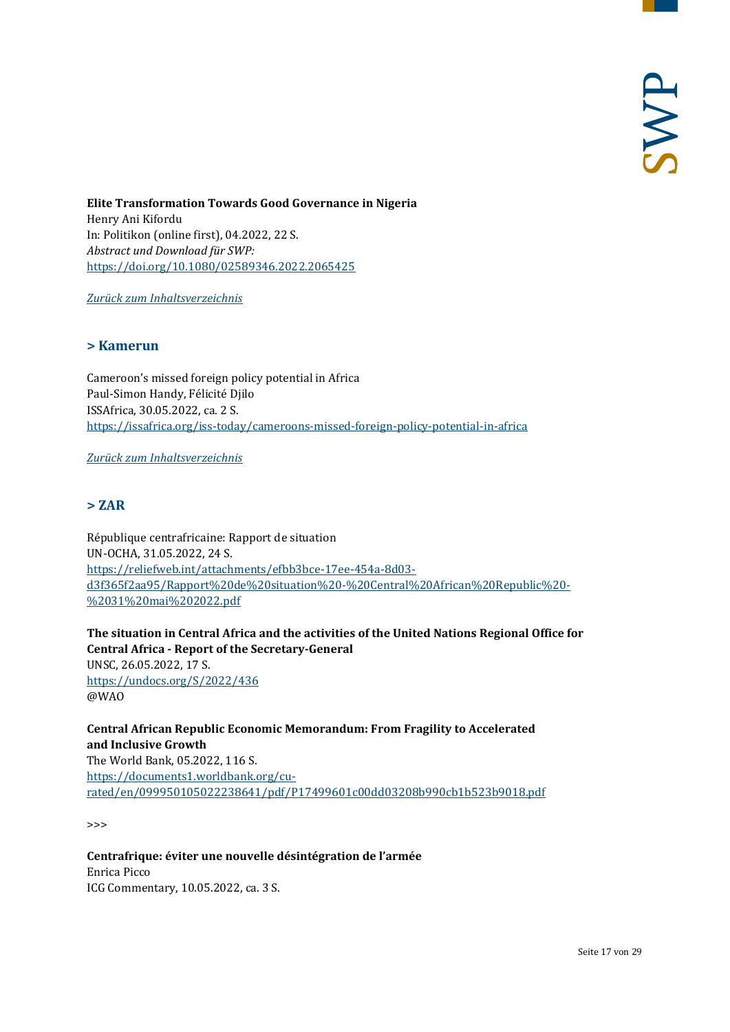**Elite Transformation Towards Good Governance in Nigeria**
Henry Ani Kifordu
In: Politikon (online first), 04.2022, 22 S.
*Abstract und Download für SWP:*
https://doi.org/10.1080/02589346.2022.2065425

*Zurück zum Inhaltsverzeichnis*

## > Kamerun

Cameroon's missed foreign policy potential in Africa
Paul-Simon Handy, Félicité Djilo
ISSAfrica, 30.05.2022, ca. 2 S.
https://issafrica.org/iss-today/cameroons-missed-foreign-policy-potential-in-africa

*Zurück zum Inhaltsverzeichnis*

## > ZAR

République centrafricaine: Rapport de situation
UN-OCHA, 31.05.2022, 24 S.
https://reliefweb.int/attachments/efbb3bce-17ee-454a-8d03-d3f365f2aa95/Rapport%20de%20situation%20-%20Central%20African%20Republic%20-%2031%20mai%202022.pdf

**The situation in Central Africa and the activities of the United Nations Regional Office for Central Africa - Report of the Secretary-General**
UNSC, 26.05.2022, 17 S.
https://undocs.org/S/2022/436
@WAO

**Central African Republic Economic Memorandum: From Fragility to Accelerated and Inclusive Growth**
The World Bank, 05.2022, 116 S.
https://documents1.worldbank.org/curated/en/099950105022238641/pdf/P17499601c00dd03208b990cb1b523b9018.pdf

>>>

**Centrafrique: éviter une nouvelle désintégration de l'armée**
Enrica Picco
ICG Commentary, 10.05.2022, ca. 3 S.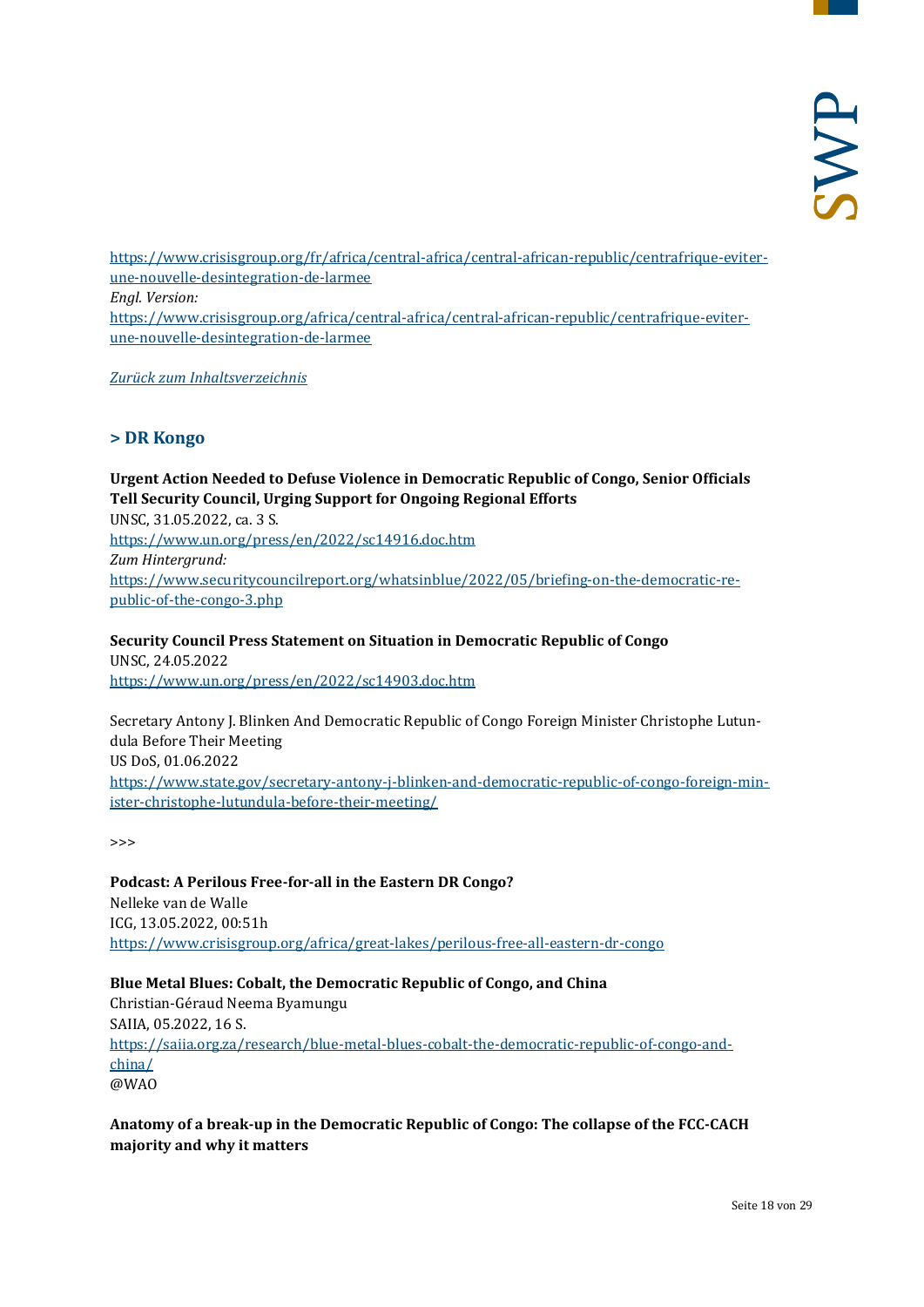https://www.crisisgroup.org/fr/africa/central-africa/central-african-republic/centrafrique-eviter-une-nouvelle-desintegration-de-larmee
*Engl. Version:*
https://www.crisisgroup.org/africa/central-africa/central-african-republic/centrafrique-eviter-une-nouvelle-desintegration-de-larmee

*Zurück zum Inhaltsverzeichnis*

## > DR Kongo

**Urgent Action Needed to Defuse Violence in Democratic Republic of Congo, Senior Officials Tell Security Council, Urging Support for Ongoing Regional Efforts**
UNSC, 31.05.2022, ca. 3 S.
https://www.un.org/press/en/2022/sc14916.doc.htm
*Zum Hintergrund:*
https://www.securitycouncilreport.org/whatsinblue/2022/05/briefing-on-the-democratic-republic-of-the-congo-3.php

**Security Council Press Statement on Situation in Democratic Republic of Congo**
UNSC, 24.05.2022
https://www.un.org/press/en/2022/sc14903.doc.htm

Secretary Antony J. Blinken And Democratic Republic of Congo Foreign Minister Christophe Lutundula Before Their Meeting
US DoS, 01.06.2022
https://www.state.gov/secretary-antony-j-blinken-and-democratic-republic-of-congo-foreign-minister-christophe-lutundula-before-their-meeting/

>>>

**Podcast: A Perilous Free-for-all in the Eastern DR Congo?**
Nelleke van de Walle
ICG, 13.05.2022, 00:51h
https://www.crisisgroup.org/africa/great-lakes/perilous-free-all-eastern-dr-congo

**Blue Metal Blues: Cobalt, the Democratic Republic of Congo, and China**
Christian-Géraud Neema Byamungu
SAIIA, 05.2022, 16 S.
https://saiia.org.za/research/blue-metal-blues-cobalt-the-democratic-republic-of-congo-and-china/
@WAO

**Anatomy of a break-up in the Democratic Republic of Congo: The collapse of the FCC-CACH majority and why it matters**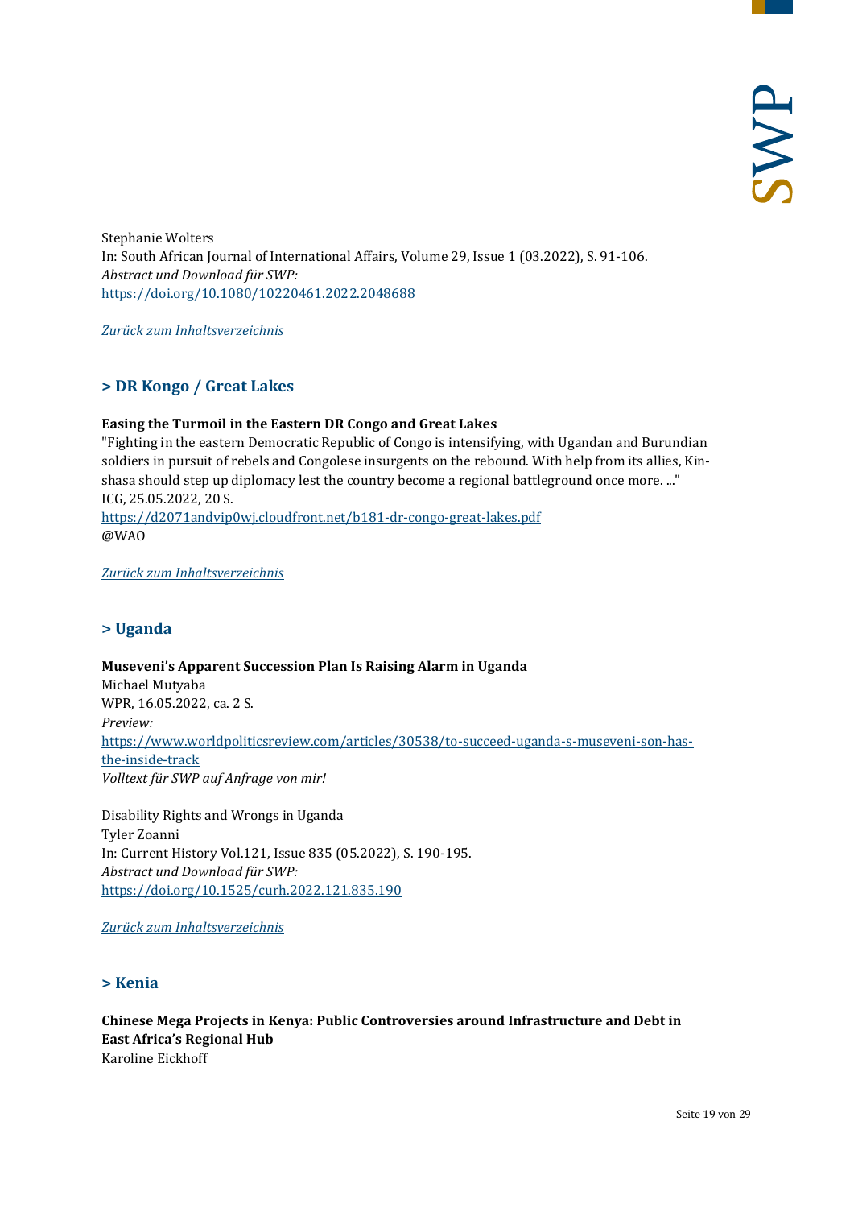Stephanie Wolters
In: South African Journal of International Affairs, Volume 29, Issue 1 (03.2022), S. 91-106.
*Abstract und Download für SWP:*
https://doi.org/10.1080/10220461.2022.2048688

*Zurück zum Inhaltsverzeichnis*

## > DR Kongo / Great Lakes

**Easing the Turmoil in the Eastern DR Congo and Great Lakes**
"Fighting in the eastern Democratic Republic of Congo is intensifying, with Ugandan and Burundian soldiers in pursuit of rebels and Congolese insurgents on the rebound. With help from its allies, Kinshasa should step up diplomacy lest the country become a regional battleground once more. ..."
ICG, 25.05.2022, 20 S.
https://d2071andvip0wj.cloudfront.net/b181-dr-congo-great-lakes.pdf
@WAO

*Zurück zum Inhaltsverzeichnis*

## > Uganda

**Museveni's Apparent Succession Plan Is Raising Alarm in Uganda**
Michael Mutyaba
WPR, 16.05.2022, ca. 2 S.
*Preview:*
https://www.worldpoliticsreview.com/articles/30538/to-succeed-uganda-s-museveni-son-has-the-inside-track
*Volltext für SWP auf Anfrage von mir!*

Disability Rights and Wrongs in Uganda
Tyler Zoanni
In: Current History Vol.121, Issue 835 (05.2022), S. 190-195.
*Abstract und Download für SWP:*
https://doi.org/10.1525/curh.2022.121.835.190

*Zurück zum Inhaltsverzeichnis*

## > Kenia

**Chinese Mega Projects in Kenya: Public Controversies around Infrastructure and Debt in East Africa's Regional Hub**
Karoline Eickhoff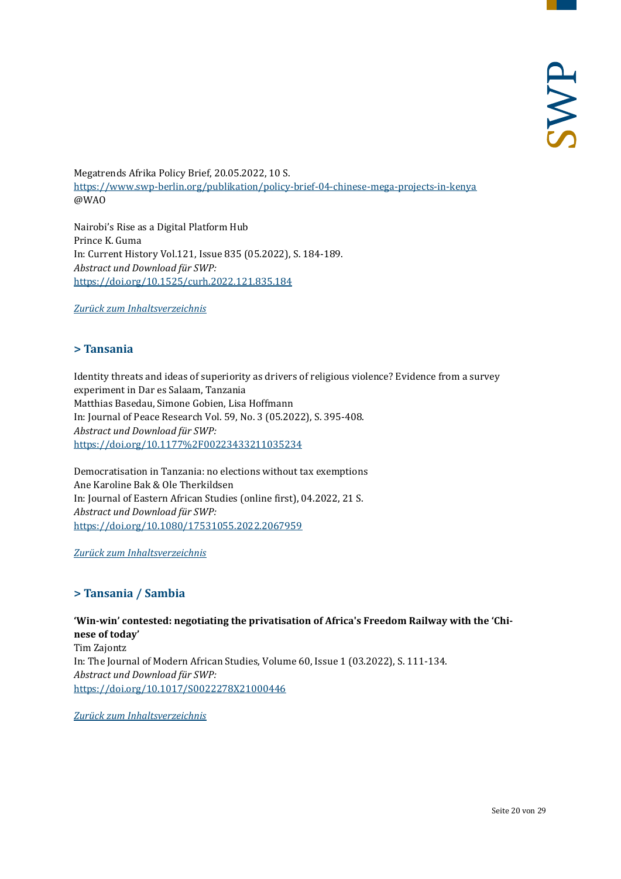Megatrends Afrika Policy Brief, 20.05.2022, 10 S.
[https://www.swp-berlin.org/publikation/policy-brief-04-chinese-mega-projects-in-kenya](https://www.swp-berlin.org/publikation/policy-brief-04-chinese-mega-projects-in-kenya)
@WAO

Nairobi's Rise as a Digital Platform Hub
Prince K. Guma
In: Current History Vol.121, Issue 835 (05.2022), S. 184-189.
*Abstract und Download für SWP:*
[https://doi.org/10.1525/curh.2022.121.835.184](https://doi.org/10.1525/curh.2022.121.835.184)

*[Zurück zum Inhaltsverzeichnis]()*

## > Tansania

Identity threats and ideas of superiority as drivers of religious violence? Evidence from a survey experiment in Dar es Salaam, Tanzania
Matthias Basedau, Simone Gobien, Lisa Hoffmann
In: Journal of Peace Research Vol. 59, No. 3 (05.2022), S. 395-408.
*Abstract und Download für SWP:*
[https://doi.org/10.1177%2F00223433211035234](https://doi.org/10.1177%2F00223433211035234)

Democratisation in Tanzania: no elections without tax exemptions
Ane Karoline Bak & Ole Therkildsen
In: Journal of Eastern African Studies (online first), 04.2022, 21 S.
*Abstract und Download für SWP:*
[https://doi.org/10.1080/17531055.2022.2067959](https://doi.org/10.1080/17531055.2022.2067959)

*[Zurück zum Inhaltsverzeichnis]()*

## > Tansania / Sambia

**'Win-win' contested: negotiating the privatisation of Africa's Freedom Railway with the 'Chinese of today'**
Tim Zajontz
In: The Journal of Modern African Studies, Volume 60, Issue 1 (03.2022), S. 111-134.
*Abstract und Download für SWP:*
[https://doi.org/10.1017/S0022278X21000446](https://doi.org/10.1017/S0022278X21000446)

*[Zurück zum Inhaltsverzeichnis]()*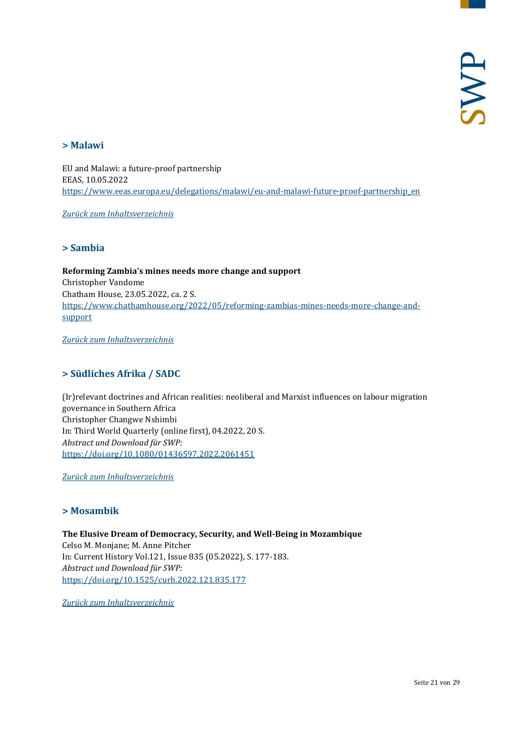## > Malawi

EU and Malawi: a future-proof partnership
EEAS, 10.05.2022
https://www.eeas.europa.eu/delegations/malawi/eu-and-malawi-future-proof-partnership_en

*Zurück zum Inhaltsverzeichnis*

## > Sambia

**Reforming Zambia's mines needs more change and support**
Christopher Vandome
Chatham House, 23.05.2022, ca. 2 S.
https://www.chathamhouse.org/2022/05/reforming-zambias-mines-needs-more-change-and-support

*Zurück zum Inhaltsverzeichnis*

## > Südliches Afrika / SADC

(Ir)relevant doctrines and African realities: neoliberal and Marxist influences on labour migration governance in Southern Africa
Christopher Changwe Nshimbi
In: Third World Quarterly (online first), 04.2022, 20 S.
*Abstract und Download für SWP:*
https://doi.org/10.1080/01436597.2022.2061451

*Zurück zum Inhaltsverzeichnis*

## > Mosambik

**The Elusive Dream of Democracy, Security, and Well-Being in Mozambique**
Celso M. Monjane; M. Anne Pitcher
In: Current History Vol.121, Issue 835 (05.2022), S. 177-183.
*Abstract und Download für SWP:*
https://doi.org/10.1525/curh.2022.121.835.177

*Zurück zum Inhaltsverzeichnis*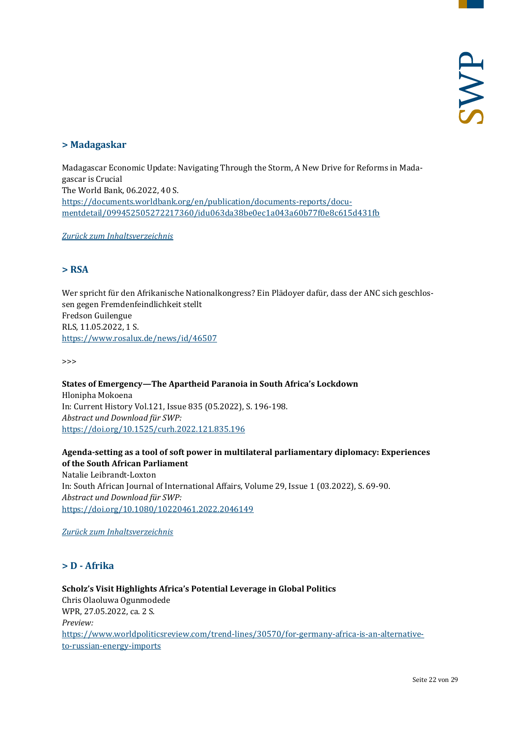## > Madagaskar

Madagascar Economic Update: Navigating Through the Storm, A New Drive for Reforms in Madagascar is Crucial
The World Bank, 06.2022, 40 S.
[https://documents.worldbank.org/en/publication/documents-reports/documentdetail/099452505272217360/idu063da38be0ec1a043a60b77f0e8c615d431fb](https://documents.worldbank.org/en/publication/documents-reports/documentdetail/099452505272217360/idu063da38be0ec1a043a60b77f0e8c615d431fb)

*Zurück zum Inhaltsverzeichnis*

## > RSA

Wer spricht für den Afrikanische Nationalkongress? Ein Plädoyer dafür, dass der ANC sich geschlossen gegen Fremdenfeindlichkeit stellt
Fredson Guilengue
RLS, 11.05.2022, 1 S.
[https://www.rosalux.de/news/id/46507](https://www.rosalux.de/news/id/46507)

>>>

**States of Emergency—The Apartheid Paranoia in South Africa's Lockdown**
Hlonipha Mokoena
In: Current History Vol.121, Issue 835 (05.2022), S. 196-198.
*Abstract und Download für SWP:*
[https://doi.org/10.1525/curh.2022.121.835.196](https://doi.org/10.1525/curh.2022.121.835.196)

**Agenda-setting as a tool of soft power in multilateral parliamentary diplomacy: Experiences of the South African Parliament**
Natalie Leibrandt-Loxton
In: South African Journal of International Affairs, Volume 29, Issue 1 (03.2022), S. 69-90.
*Abstract und Download für SWP:*
[https://doi.org/10.1080/10220461.2022.2046149](https://doi.org/10.1080/10220461.2022.2046149)

*Zurück zum Inhaltsverzeichnis*

## > D - Afrika

**Scholz's Visit Highlights Africa's Potential Leverage in Global Politics**
Chris Olaoluwa Ogunmodede
WPR, 27.05.2022, ca. 2 S.
*Preview:*
[https://www.worldpoliticsreview.com/trend-lines/30570/for-germany-africa-is-an-alternative-to-russian-energy-imports](https://www.worldpoliticsreview.com/trend-lines/30570/for-germany-africa-is-an-alternative-to-russian-energy-imports)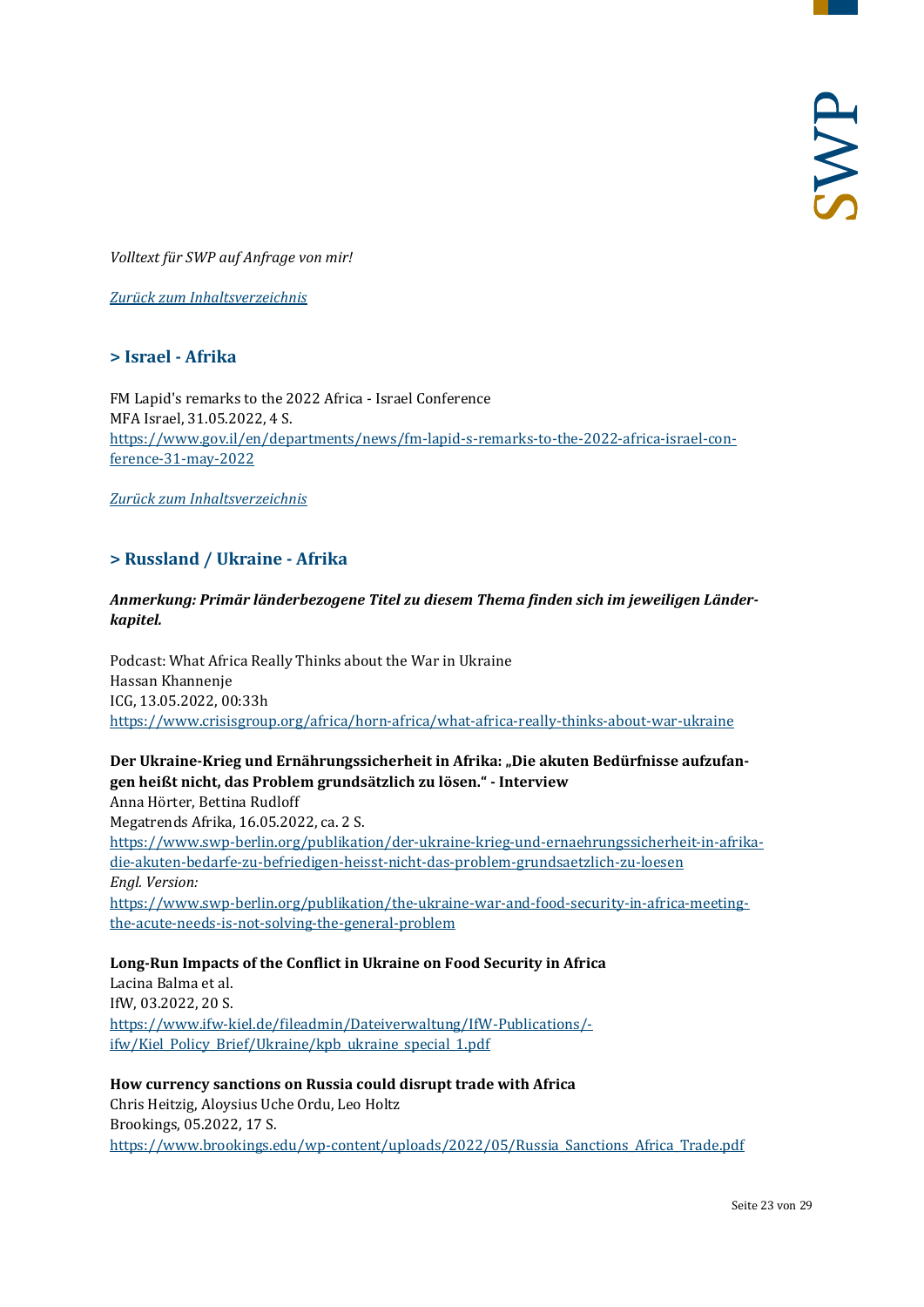*Volltext für SWP auf Anfrage von mir!*

[*Zurück zum Inhaltsverzeichnis*]()

## > Israel - Afrika

FM Lapid's remarks to the 2022 Africa - Israel Conference
MFA Israel, 31.05.2022, 4 S.
[https://www.gov.il/en/departments/news/fm-lapid-s-remarks-to-the-2022-africa-israel-conference-31-may-2022](https://www.gov.il/en/departments/news/fm-lapid-s-remarks-to-the-2022-africa-israel-conference-31-may-2022)

[*Zurück zum Inhaltsverzeichnis*]()

## > Russland / Ukraine - Afrika

***Anmerkung: Primär länderbezogene Titel zu diesem Thema finden sich im jeweiligen Länderkapitel.***

Podcast: What Africa Really Thinks about the War in Ukraine
Hassan Khannenje
ICG, 13.05.2022, 00:33h
[https://www.crisisgroup.org/africa/horn-africa/what-africa-really-thinks-about-war-ukraine](https://www.crisisgroup.org/africa/horn-africa/what-africa-really-thinks-about-war-ukraine)

**Der Ukraine-Krieg und Ernährungssicherheit in Afrika: „Die akuten Bedürfnisse aufzufangen heißt nicht, das Problem grundsätzlich zu lösen." - Interview**
Anna Hörter, Bettina Rudloff
Megatrends Afrika, 16.05.2022, ca. 2 S.
[https://www.swp-berlin.org/publikation/der-ukraine-krieg-und-ernaehrungssicherheit-in-afrika-die-akuten-bedarfe-zu-befriedigen-heisst-nicht-das-problem-grundsaetzlich-zu-loesen](https://www.swp-berlin.org/publikation/der-ukraine-krieg-und-ernaehrungssicherheit-in-afrika-die-akuten-bedarfe-zu-befriedigen-heisst-nicht-das-problem-grundsaetzlich-zu-loesen)
*Engl. Version:*
[https://www.swp-berlin.org/publikation/the-ukraine-war-and-food-security-in-africa-meeting-the-acute-needs-is-not-solving-the-general-problem](https://www.swp-berlin.org/publikation/the-ukraine-war-and-food-security-in-africa-meeting-the-acute-needs-is-not-solving-the-general-problem)

**Long-Run Impacts of the Conflict in Ukraine on Food Security in Africa**
Lacina Balma et al.
IfW, 03.2022, 20 S.
[https://www.ifw-kiel.de/fileadmin/Dateiverwaltung/IfW-Publications/-ifw/Kiel_Policy_Brief/Ukraine/kpb_ukraine_special_1.pdf](https://www.ifw-kiel.de/fileadmin/Dateiverwaltung/IfW-Publications/-ifw/Kiel_Policy_Brief/Ukraine/kpb_ukraine_special_1.pdf)

**How currency sanctions on Russia could disrupt trade with Africa**
Chris Heitzig, Aloysius Uche Ordu, Leo Holtz
Brookings, 05.2022, 17 S.
[https://www.brookings.edu/wp-content/uploads/2022/05/Russia_Sanctions_Africa_Trade.pdf](https://www.brookings.edu/wp-content/uploads/2022/05/Russia_Sanctions_Africa_Trade.pdf)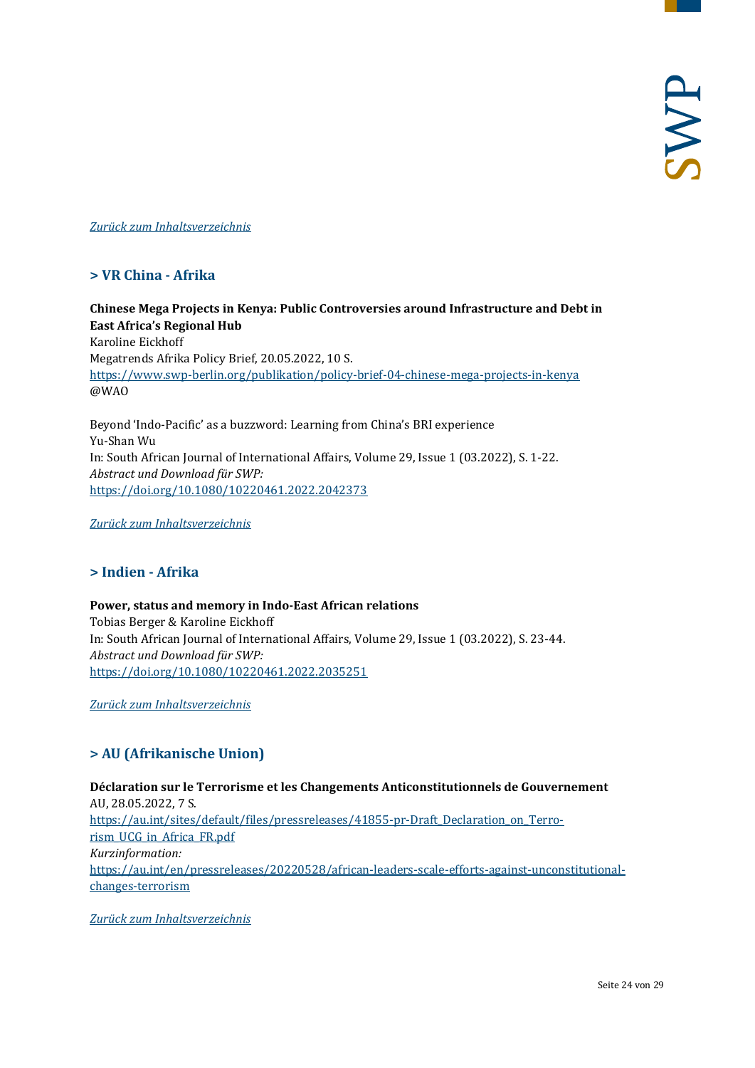[*Zurück zum Inhaltsverzeichnis*](#)

## > VR China - Afrika

**Chinese Mega Projects in Kenya: Public Controversies around Infrastructure and Debt in East Africa's Regional Hub**
Karoline Eickhoff
Megatrends Afrika Policy Brief, 20.05.2022, 10 S.
https://www.swp-berlin.org/publikation/policy-brief-04-chinese-mega-projects-in-kenya
@WAO

Beyond 'Indo-Pacific' as a buzzword: Learning from China's BRI experience
Yu-Shan Wu
In: South African Journal of International Affairs, Volume 29, Issue 1 (03.2022), S. 1-22.
*Abstract und Download für SWP:*
https://doi.org/10.1080/10220461.2022.2042373

[*Zurück zum Inhaltsverzeichnis*](#)

## > Indien - Afrika

**Power, status and memory in Indo-East African relations**
Tobias Berger & Karoline Eickhoff
In: South African Journal of International Affairs, Volume 29, Issue 1 (03.2022), S. 23-44.
*Abstract und Download für SWP:*
https://doi.org/10.1080/10220461.2022.2035251

[*Zurück zum Inhaltsverzeichnis*](#)

## > AU (Afrikanische Union)

**Déclaration sur le Terrorisme et les Changements Anticonstitutionnels de Gouvernement**
AU, 28.05.2022, 7 S.
https://au.int/sites/default/files/pressreleases/41855-pr-Draft_Declaration_on_Terrorism_UCG_in_Africa_FR.pdf
*Kurzinformation:*
https://au.int/en/pressreleases/20220528/african-leaders-scale-efforts-against-unconstitutional-changes-terrorism

[*Zurück zum Inhaltsverzeichnis*](#)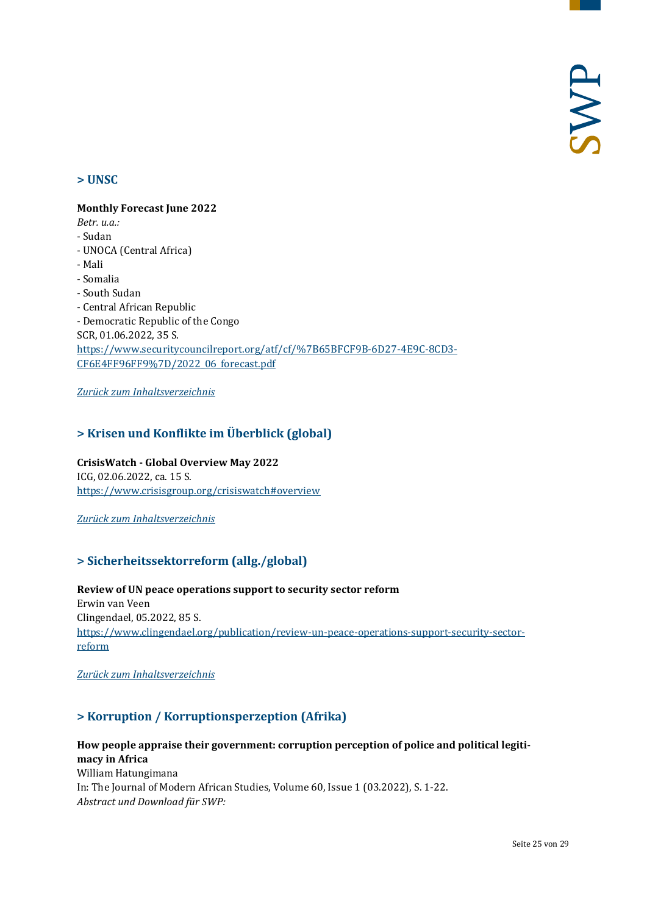## > UNSC

**Monthly Forecast June 2022**
*Betr. u.a.:*
- Sudan
- UNOCA (Central Africa)
- Mali
- Somalia
- South Sudan
- Central African Republic
- Democratic Republic of the Congo

SCR, 01.06.2022, 35 S.
[https://www.securitycouncilreport.org/atf/cf/%7B65BFCF9B-6D27-4E9C-8CD3-CF6E4FF96FF9%7D/2022_06_forecast.pdf](https://www.securitycouncilreport.org/atf/cf/%7B65BFCF9B-6D27-4E9C-8CD3-CF6E4FF96FF9%7D/2022_06_forecast.pdf)

*Zurück zum Inhaltsverzeichnis*

## > Krisen und Konflikte im Überblick (global)

**CrisisWatch - Global Overview May 2022**
ICG, 02.06.2022, ca. 15 S.
[https://www.crisisgroup.org/crisiswatch#overview](https://www.crisisgroup.org/crisiswatch#overview)

*Zurück zum Inhaltsverzeichnis*

## > Sicherheitssektorreform (allg./global)

**Review of UN peace operations support to security sector reform**
Erwin van Veen
Clingendael, 05.2022, 85 S.
[https://www.clingendael.org/publication/review-un-peace-operations-support-security-sector-reform](https://www.clingendael.org/publication/review-un-peace-operations-support-security-sector-reform)

*Zurück zum Inhaltsverzeichnis*

## > Korruption / Korruptionsperzeption (Afrika)

**How people appraise their government: corruption perception of police and political legitimacy in Africa**
William Hatungimana
In: The Journal of Modern African Studies, Volume 60, Issue 1 (03.2022), S. 1-22.
*Abstract und Download für SWP:*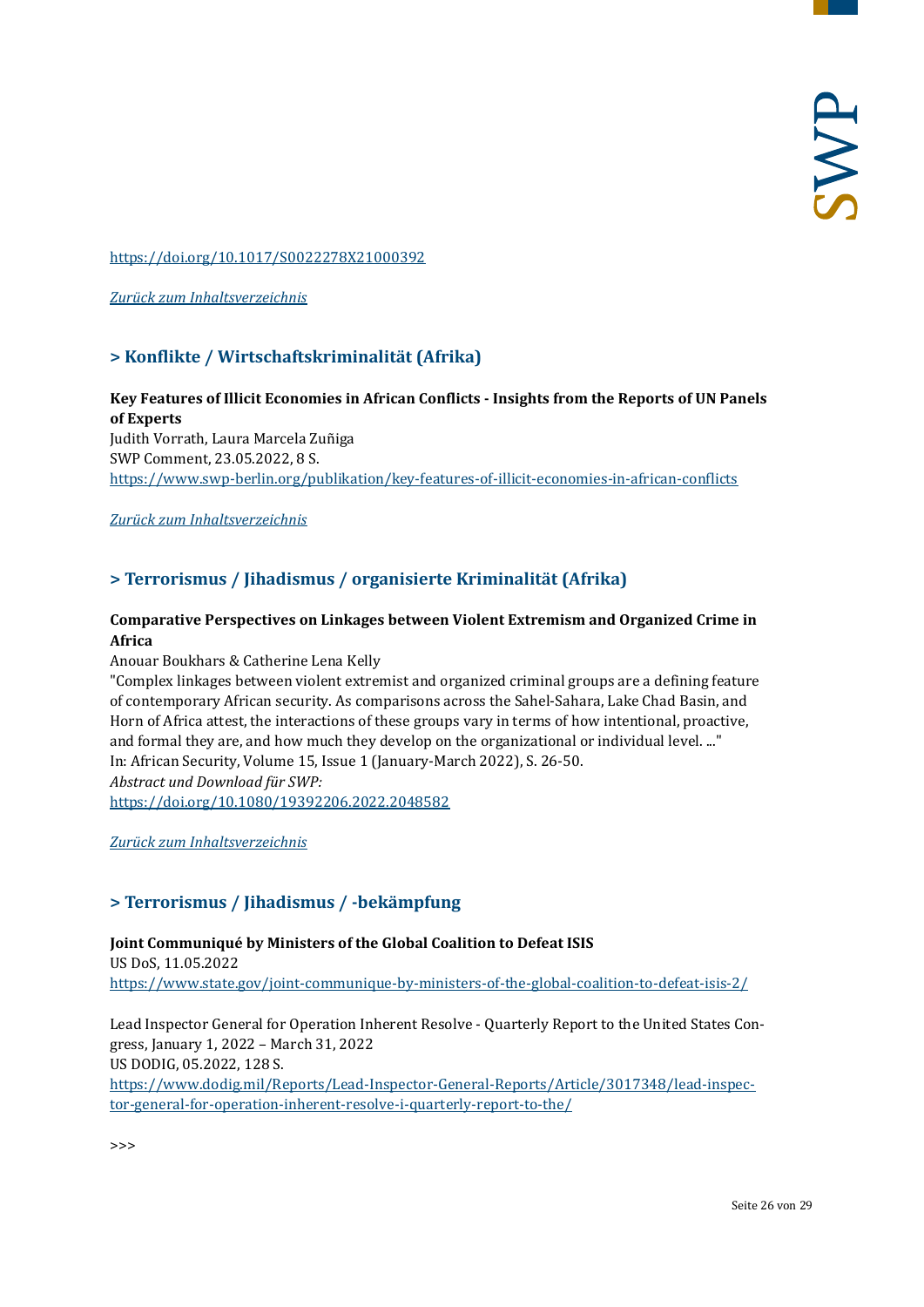https://doi.org/10.1017/S0022278X21000392

*Zurück zum Inhaltsverzeichnis*

## > Konflikte / Wirtschaftskriminalität (Afrika)

**Key Features of Illicit Economies in African Conflicts - Insights from the Reports of UN Panels of Experts**
Judith Vorrath, Laura Marcela Zuñiga
SWP Comment, 23.05.2022, 8 S.
https://www.swp-berlin.org/publikation/key-features-of-illicit-economies-in-african-conflicts

*Zurück zum Inhaltsverzeichnis*

## > Terrorismus / Jihadismus / organisierte Kriminalität (Afrika)

**Comparative Perspectives on Linkages between Violent Extremism and Organized Crime in Africa**
Anouar Boukhars & Catherine Lena Kelly
"Complex linkages between violent extremist and organized criminal groups are a defining feature of contemporary African security. As comparisons across the Sahel-Sahara, Lake Chad Basin, and Horn of Africa attest, the interactions of these groups vary in terms of how intentional, proactive, and formal they are, and how much they develop on the organizational or individual level. ..."
In: African Security, Volume 15, Issue 1 (January-March 2022), S. 26-50.
*Abstract und Download für SWP:*
https://doi.org/10.1080/19392206.2022.2048582

*Zurück zum Inhaltsverzeichnis*

## > Terrorismus / Jihadismus / -bekämpfung

**Joint Communiqué by Ministers of the Global Coalition to Defeat ISIS**
US DoS, 11.05.2022
https://www.state.gov/joint-communique-by-ministers-of-the-global-coalition-to-defeat-isis-2/

Lead Inspector General for Operation Inherent Resolve - Quarterly Report to the United States Congress, January 1, 2022 – March 31, 2022
US DODIG, 05.2022, 128 S.
https://www.dodig.mil/Reports/Lead-Inspector-General-Reports/Article/3017348/lead-inspector-general-for-operation-inherent-resolve-i-quarterly-report-to-the/

>>>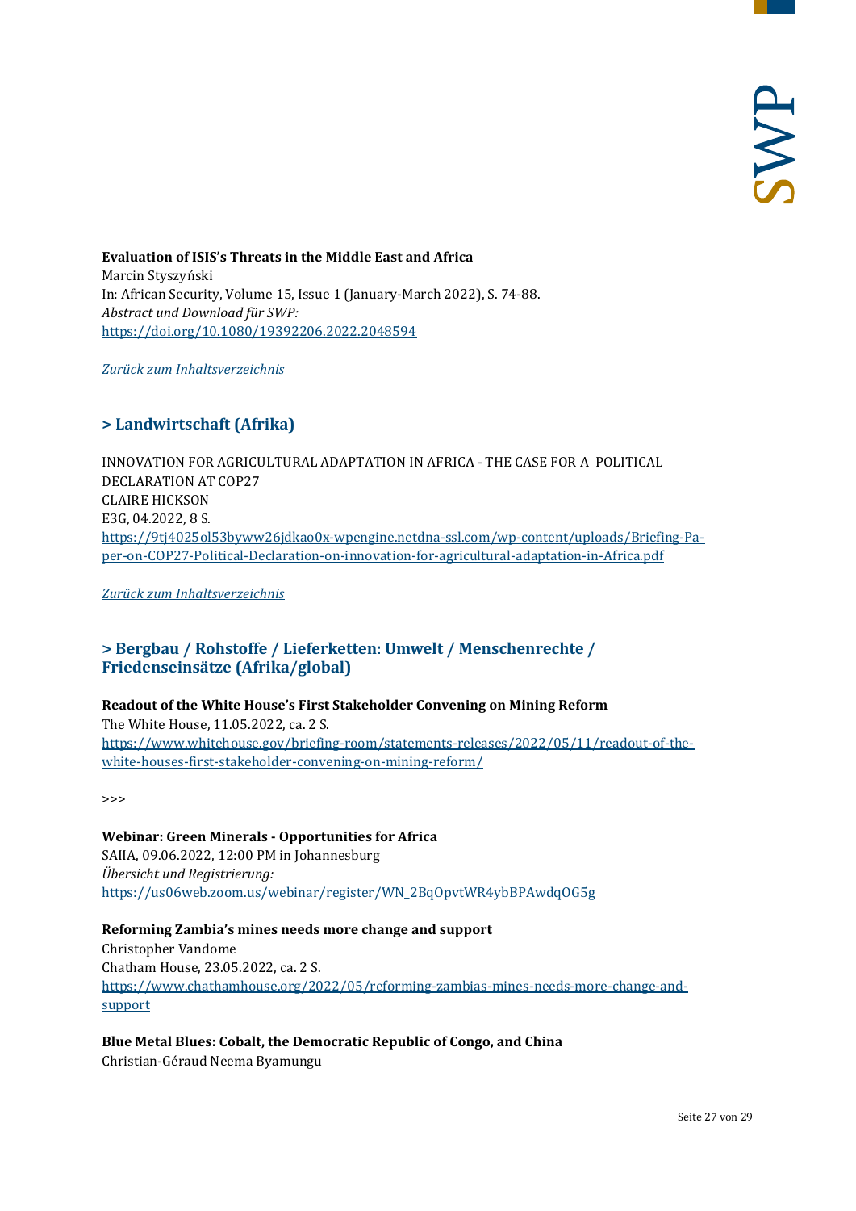**Evaluation of ISIS's Threats in the Middle East and Africa**
Marcin Styszyński
In: African Security, Volume 15, Issue 1 (January-March 2022), S. 74-88.
*Abstract und Download für SWP:*
https://doi.org/10.1080/19392206.2022.2048594

*Zurück zum Inhaltsverzeichnis*

## > Landwirtschaft (Afrika)

INNOVATION FOR AGRICULTURAL ADAPTATION IN AFRICA - THE CASE FOR A POLITICAL DECLARATION AT COP27
CLAIRE HICKSON
E3G, 04.2022, 8 S.
https://9tj4025ol53byww26jdkao0x-wpengine.netdna-ssl.com/wp-content/uploads/Briefing-Paper-on-COP27-Political-Declaration-on-innovation-for-agricultural-adaptation-in-Africa.pdf

*Zurück zum Inhaltsverzeichnis*

## > Bergbau / Rohstoffe / Lieferketten: Umwelt / Menschenrechte / Friedenseinsätze (Afrika/global)

**Readout of the White House's First Stakeholder Convening on Mining Reform**
The White House, 11.05.2022, ca. 2 S.
https://www.whitehouse.gov/briefing-room/statements-releases/2022/05/11/readout-of-the-white-houses-first-stakeholder-convening-on-mining-reform/

>>>

**Webinar: Green Minerals - Opportunities for Africa**
SAIIA, 09.06.2022, 12:00 PM in Johannesburg
*Übersicht und Registrierung:*
https://us06web.zoom.us/webinar/register/WN_2BqOpvtWR4ybBPAwdqOG5g

**Reforming Zambia's mines needs more change and support**
Christopher Vandome
Chatham House, 23.05.2022, ca. 2 S.
https://www.chathamhouse.org/2022/05/reforming-zambias-mines-needs-more-change-and-support

**Blue Metal Blues: Cobalt, the Democratic Republic of Congo, and China**
Christian-Géraud Neema Byamungu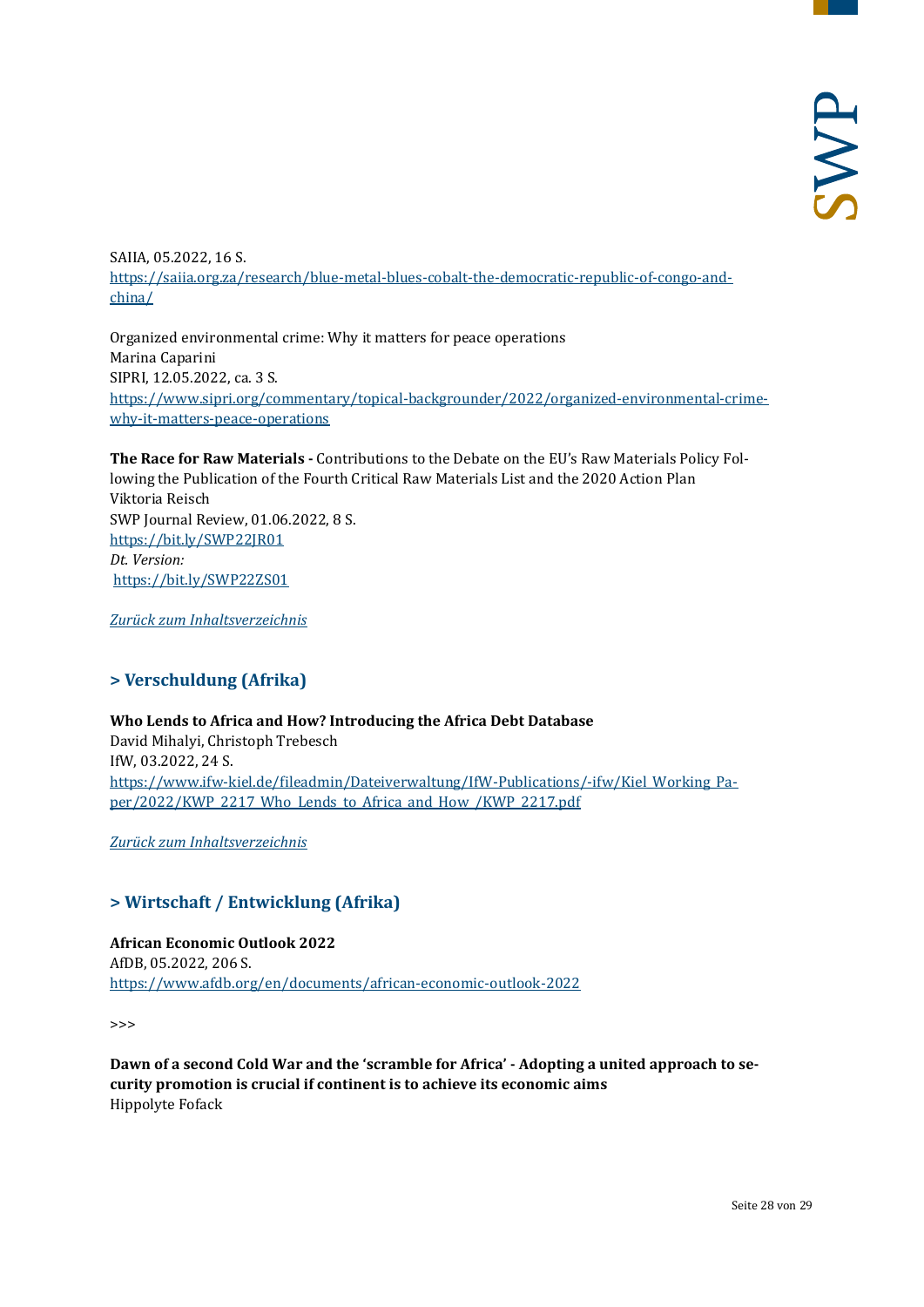SAIIA, 05.2022, 16 S.
[https://saiia.org.za/research/blue-metal-blues-cobalt-the-democratic-republic-of-congo-and-china/](https://saiia.org.za/research/blue-metal-blues-cobalt-the-democratic-republic-of-congo-and-china/)

Organized environmental crime: Why it matters for peace operations
Marina Caparini
SIPRI, 12.05.2022, ca. 3 S.
[https://www.sipri.org/commentary/topical-backgrounder/2022/organized-environmental-crime-why-it-matters-peace-operations](https://www.sipri.org/commentary/topical-backgrounder/2022/organized-environmental-crime-why-it-matters-peace-operations)

**The Race for Raw Materials -** Contributions to the Debate on the EU's Raw Materials Policy Following the Publication of the Fourth Critical Raw Materials List and the 2020 Action Plan
Viktoria Reisch
SWP Journal Review, 01.06.2022, 8 S.
[https://bit.ly/SWP22JR01](https://bit.ly/SWP22JR01)
*Dt. Version:*
[https://bit.ly/SWP22ZS01](https://bit.ly/SWP22ZS01)

*Zurück zum Inhaltsverzeichnis*

## > Verschuldung (Afrika)

**Who Lends to Africa and How? Introducing the Africa Debt Database**
David Mihalyi, Christoph Trebesch
IfW, 03.2022, 24 S.
[https://www.ifw-kiel.de/fileadmin/Dateiverwaltung/IfW-Publications/-ifw/Kiel_Working_Paper/2022/KWP_2217_Who_Lends_to_Africa_and_How_/KWP_2217.pdf](https://www.ifw-kiel.de/fileadmin/Dateiverwaltung/IfW-Publications/-ifw/Kiel_Working_Paper/2022/KWP_2217_Who_Lends_to_Africa_and_How_/KWP_2217.pdf)

*Zurück zum Inhaltsverzeichnis*

## > Wirtschaft / Entwicklung (Afrika)

**African Economic Outlook 2022**
AfDB, 05.2022, 206 S.
[https://www.afdb.org/en/documents/african-economic-outlook-2022](https://www.afdb.org/en/documents/african-economic-outlook-2022)

>>>

**Dawn of a second Cold War and the 'scramble for Africa' - Adopting a united approach to security promotion is crucial if continent is to achieve its economic aims**
Hippolyte Fofack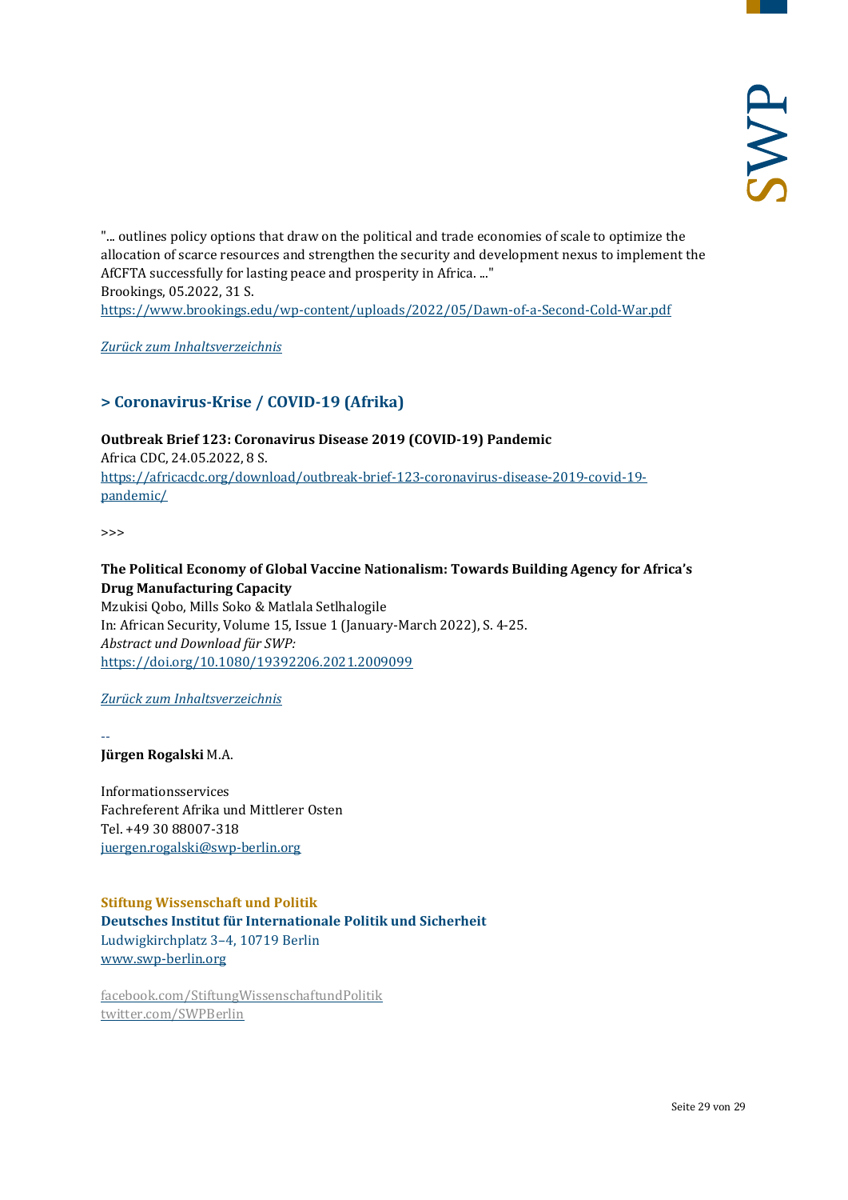"... outlines policy options that draw on the political and trade economies of scale to optimize the allocation of scarce resources and strengthen the security and development nexus to implement the AfCFTA successfully for lasting peace and prosperity in Africa. ..."
Brookings, 05.2022, 31 S.
https://www.brookings.edu/wp-content/uploads/2022/05/Dawn-of-a-Second-Cold-War.pdf

*Zurück zum Inhaltsverzeichnis*

## > Coronavirus-Krise / COVID-19 (Afrika)

**Outbreak Brief 123: Coronavirus Disease 2019 (COVID-19) Pandemic**
Africa CDC, 24.05.2022, 8 S.
https://africacdc.org/download/outbreak-brief-123-coronavirus-disease-2019-covid-19-pandemic/

>>>

**The Political Economy of Global Vaccine Nationalism: Towards Building Agency for Africa's Drug Manufacturing Capacity**
Mzukisi Qobo, Mills Soko & Matlala Setlhalogile
In: African Security, Volume 15, Issue 1 (January-March 2022), S. 4-25.
*Abstract und Download für SWP:*
https://doi.org/10.1080/19392206.2021.2009099

*Zurück zum Inhaltsverzeichnis*

--
**Jürgen Rogalski** M.A.

Informationsservices
Fachreferent Afrika und Mittlerer Osten
Tel. +49 30 88007-318
juergen.rogalski@swp-berlin.org

**Stiftung Wissenschaft und Politik**
**Deutsches Institut für Internationale Politik und Sicherheit**
Ludwigkirchplatz 3–4, 10719 Berlin
www.swp-berlin.org

facebook.com/StiftungWissenschaftundPolitik
twitter.com/SWPBerlin